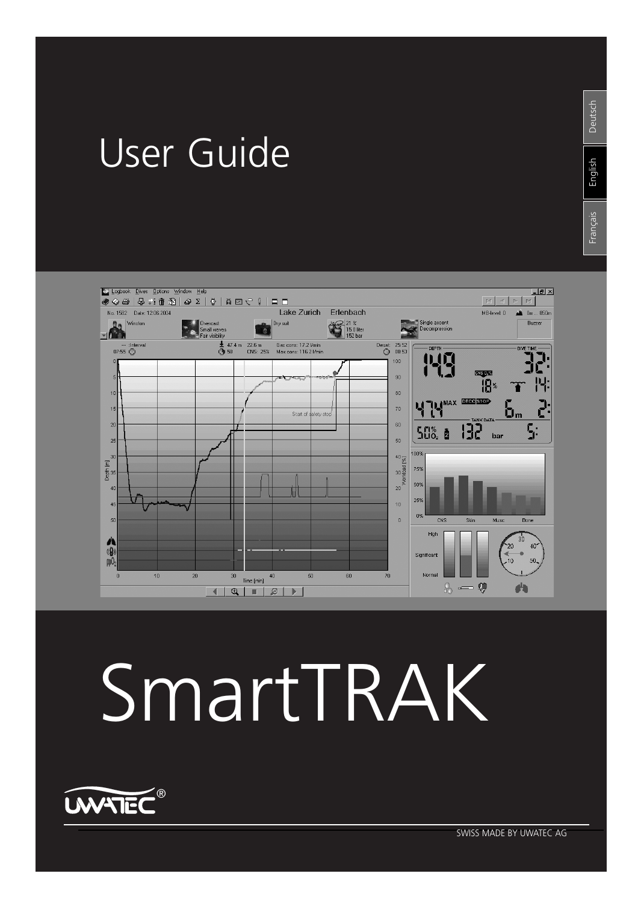# User Guide

Deutsch

English

Français

# SmartTRAK

UWATEC®

SWISS MADE BY UWATEC AG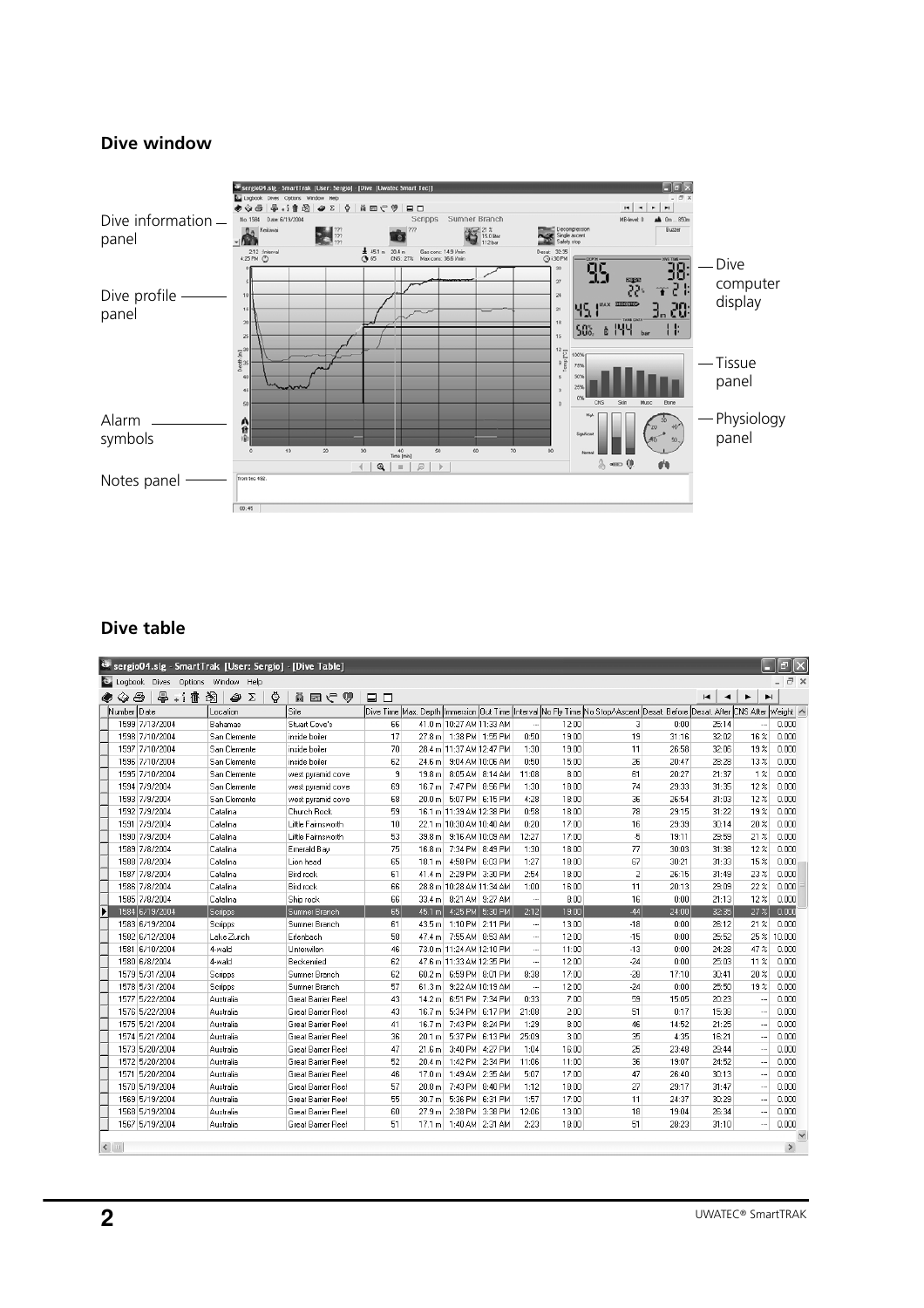## Dive window

Dive information panel

Dive profile panel

Alarm symbols

Notes panel

Dive computer display

Tissue panel

Physiology panel

## Dive table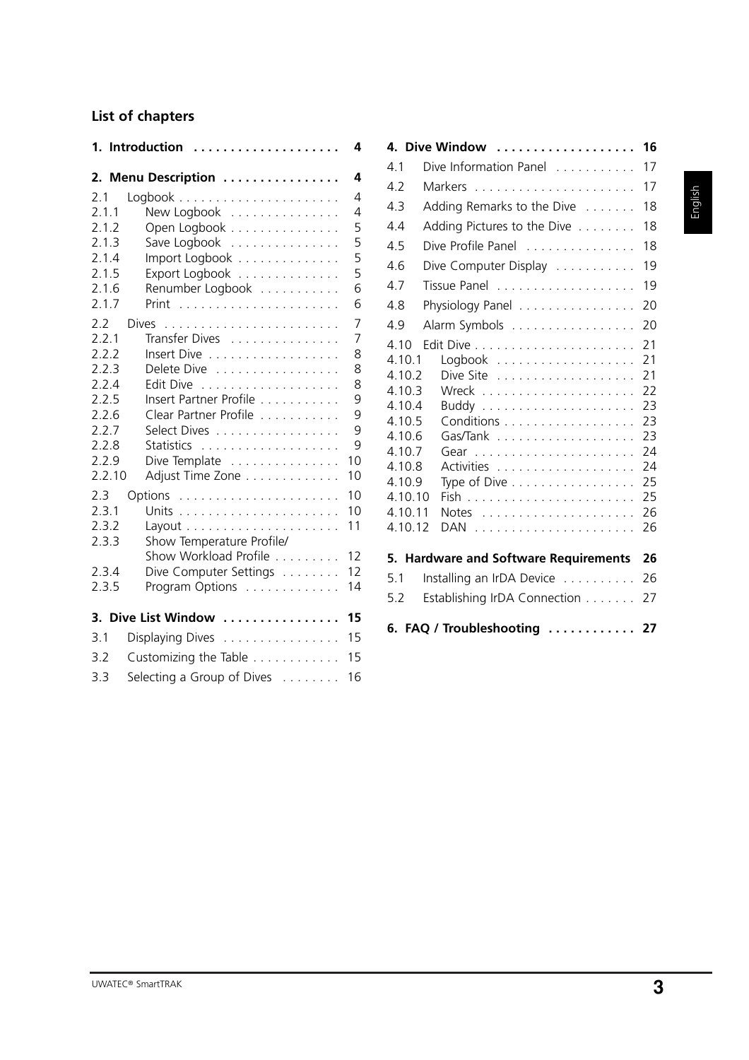## List of chapters

**1. Introduction** .................... **4**

**2. Menu Description** ................ **4**

- 2.1 Logbook ...................... 4
  - 2.1.1 New Logbook ............... 4
  - 2.1.2 Open Logbook ............... 5
  - 2.1.3 Save Logbook ............... 5
  - 2.1.4 Import Logbook .............. 5
  - 2.1.5 Export Logbook .............. 5
  - 2.1.6 Renumber Logbook ........... 6
  - 2.1.7 Print ...................... 6
- 2.2 Dives ........................ 7
  - 2.2.1 Transfer Dives ............... 7
  - 2.2.2 Insert Dive ................. 8
  - 2.2.3 Delete Dive ................. 8
  - 2.2.4 Edit Dive ................... 8
  - 2.2.5 Insert Partner Profile ........... 9
  - 2.2.6 Clear Partner Profile ........... 9
  - 2.2.7 Select Dives ................. 9
  - 2.2.8 Statistics ................... 9
  - 2.2.9 Dive Template ............... 10
  - 2.2.10 Adjust Time Zone ............. 10
- 2.3 Options ...................... 10
  - 2.3.1 Units ...................... 10
  - 2.3.2 Layout ..................... 11
  - 2.3.3 Show Temperature Profile/ Show Workload Profile ......... 12
  - 2.3.4 Dive Computer Settings ........ 12
  - 2.3.5 Program Options ............. 14

**3. Dive List Window** ................ **15**

- 3.1 Displaying Dives ................ 15
- 3.2 Customizing the Table ............ 15
- 3.3 Selecting a Group of Dives ........ 16

**4. Dive Window** ................... **16**

- 4.1 Dive Information Panel ........... 17
- 4.2 Markers ...................... 17
- 4.3 Adding Remarks to the Dive ....... 18
- 4.4 Adding Pictures to the Dive ........ 18
- 4.5 Dive Profile Panel ............... 18
- 4.6 Dive Computer Display ........... 19
- 4.7 Tissue Panel ................... 19
- 4.8 Physiology Panel ................ 20
- 4.9 Alarm Symbols ................. 20
- 4.10 Edit Dive ...................... 21
  - 4.10.1 Logbook ................... 21
  - 4.10.2 Dive Site ................... 21
  - 4.10.3 Wreck ..................... 22
  - 4.10.4 Buddy ..................... 23
  - 4.10.5 Conditions .................. 23
  - 4.10.6 Gas/Tank ................... 23
  - 4.10.7 Gear ...................... 24
  - 4.10.8 Activities ................... 24
  - 4.10.9 Type of Dive ................. 25
  - 4.10.10 Fish ....................... 25
  - 4.10.11 Notes ..................... 26
  - 4.10.12 DAN ...................... 26

**5. Hardware and Software Requirements** **26**

- 5.1 Installing an IrDA Device .......... 26
- 5.2 Establishing IrDA Connection ....... 27

**6. FAQ / Troubleshooting** ........... **27**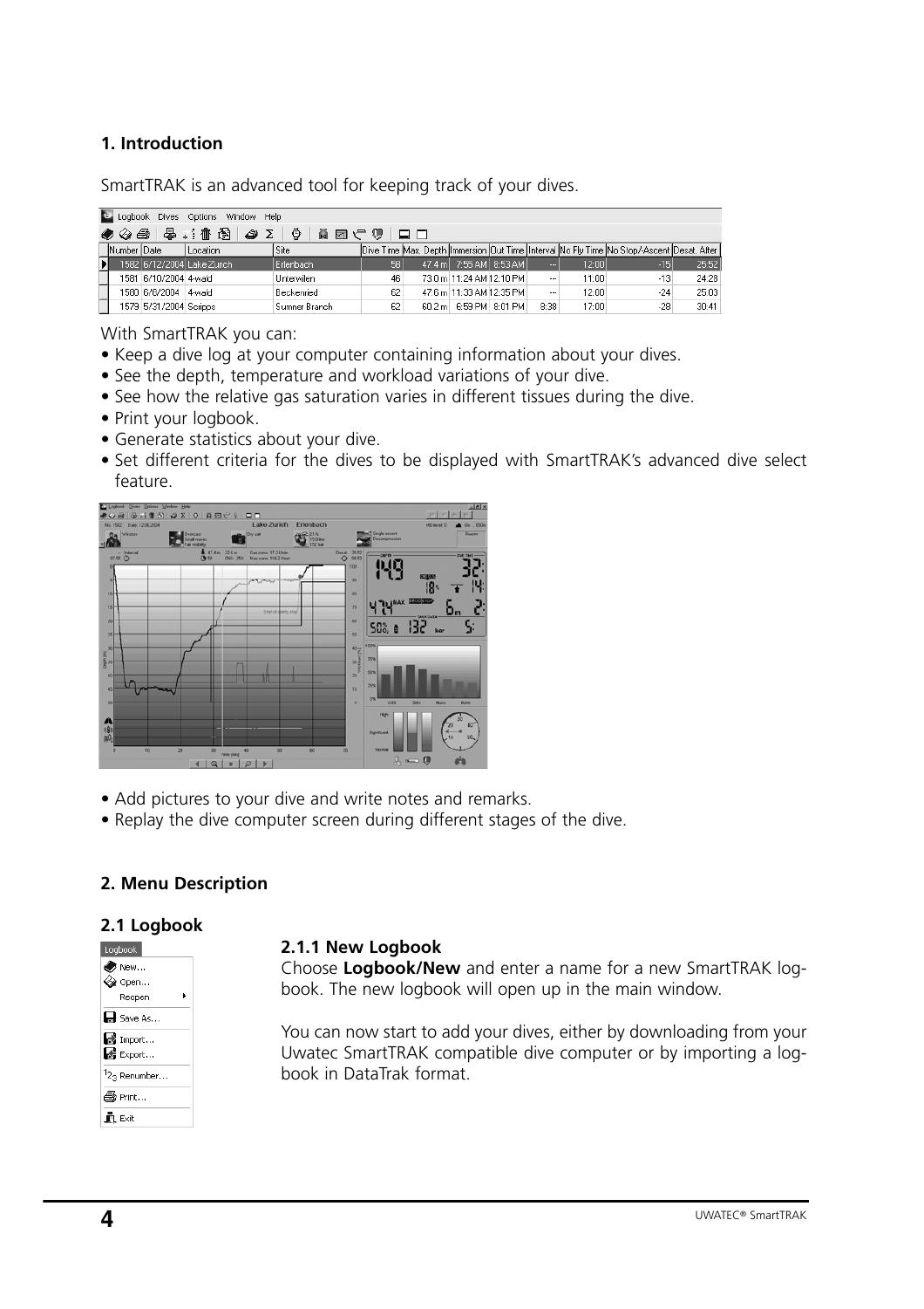## 1. Introduction

SmartTRAK is an advanced tool for keeping track of your dives.

With SmartTRAK you can:

- Keep a dive log at your computer containing information about your dives.
- See the depth, temperature and workload variations of your dive.
- See how the relative gas saturation varies in different tissues during the dive.
- Print your logbook.
- Generate statistics about your dive.
- Set different criteria for the dives to be displayed with SmartTRAK's advanced dive select feature.
- Add pictures to your dive and write notes and remarks.
- Replay the dive computer screen during different stages of the dive.

## 2. Menu Description

### 2.1 Logbook

#### 2.1.1 New Logbook

Choose **Logbook/New** and enter a name for a new SmartTRAK logbook. The new logbook will open up in the main window.

You can now start to add your dives, either by downloading from your Uwatec SmartTRAK compatible dive computer or by importing a logbook in DataTrak format.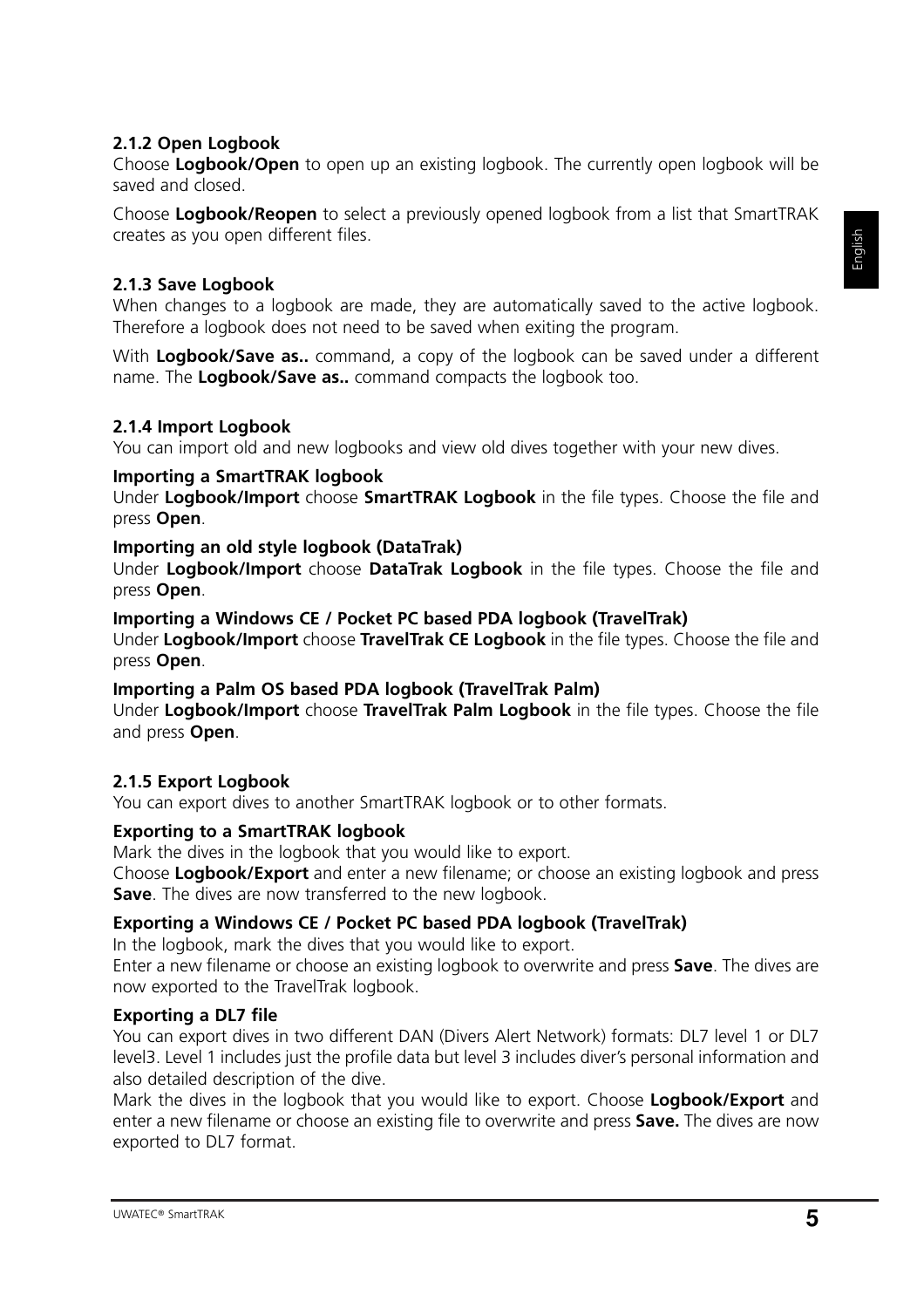### 2.1.2 Open Logbook

Choose **Logbook/Open** to open up an existing logbook. The currently open logbook will be saved and closed.

Choose **Logbook/Reopen** to select a previously opened logbook from a list that SmartTRAK creates as you open different files.

### 2.1.3 Save Logbook

When changes to a logbook are made, they are automatically saved to the active logbook. Therefore a logbook does not need to be saved when exiting the program.

With **Logbook/Save as..** command, a copy of the logbook can be saved under a different name. The **Logbook/Save as..** command compacts the logbook too.

### 2.1.4 Import Logbook

You can import old and new logbooks and view old dives together with your new dives.

**Importing a SmartTRAK logbook**

Under **Logbook/Import** choose **SmartTRAK Logbook** in the file types. Choose the file and press **Open**.

**Importing an old style logbook (DataTrak)**

Under **Logbook/Import** choose **DataTrak Logbook** in the file types. Choose the file and press **Open**.

**Importing a Windows CE / Pocket PC based PDA logbook (TravelTrak)**

Under **Logbook/Import** choose **TravelTrak CE Logbook** in the file types. Choose the file and press **Open**.

**Importing a Palm OS based PDA logbook (TravelTrak Palm)**

Under **Logbook/Import** choose **TravelTrak Palm Logbook** in the file types. Choose the file and press **Open**.

### 2.1.5 Export Logbook

You can export dives to another SmartTRAK logbook or to other formats.

**Exporting to a SmartTRAK logbook**

Mark the dives in the logbook that you would like to export.
Choose **Logbook/Export** and enter a new filename; or choose an existing logbook and press **Save**. The dives are now transferred to the new logbook.

**Exporting a Windows CE / Pocket PC based PDA logbook (TravelTrak)**

In the logbook, mark the dives that you would like to export.
Enter a new filename or choose an existing logbook to overwrite and press **Save**. The dives are now exported to the TravelTrak logbook.

**Exporting a DL7 file**

You can export dives in two different DAN (Divers Alert Network) formats: DL7 level 1 or DL7 level3. Level 1 includes just the profile data but level 3 includes diver's personal information and also detailed description of the dive.
Mark the dives in the logbook that you would like to export. Choose **Logbook/Export** and enter a new filename or choose an existing file to overwrite and press **Save.** The dives are now exported to DL7 format.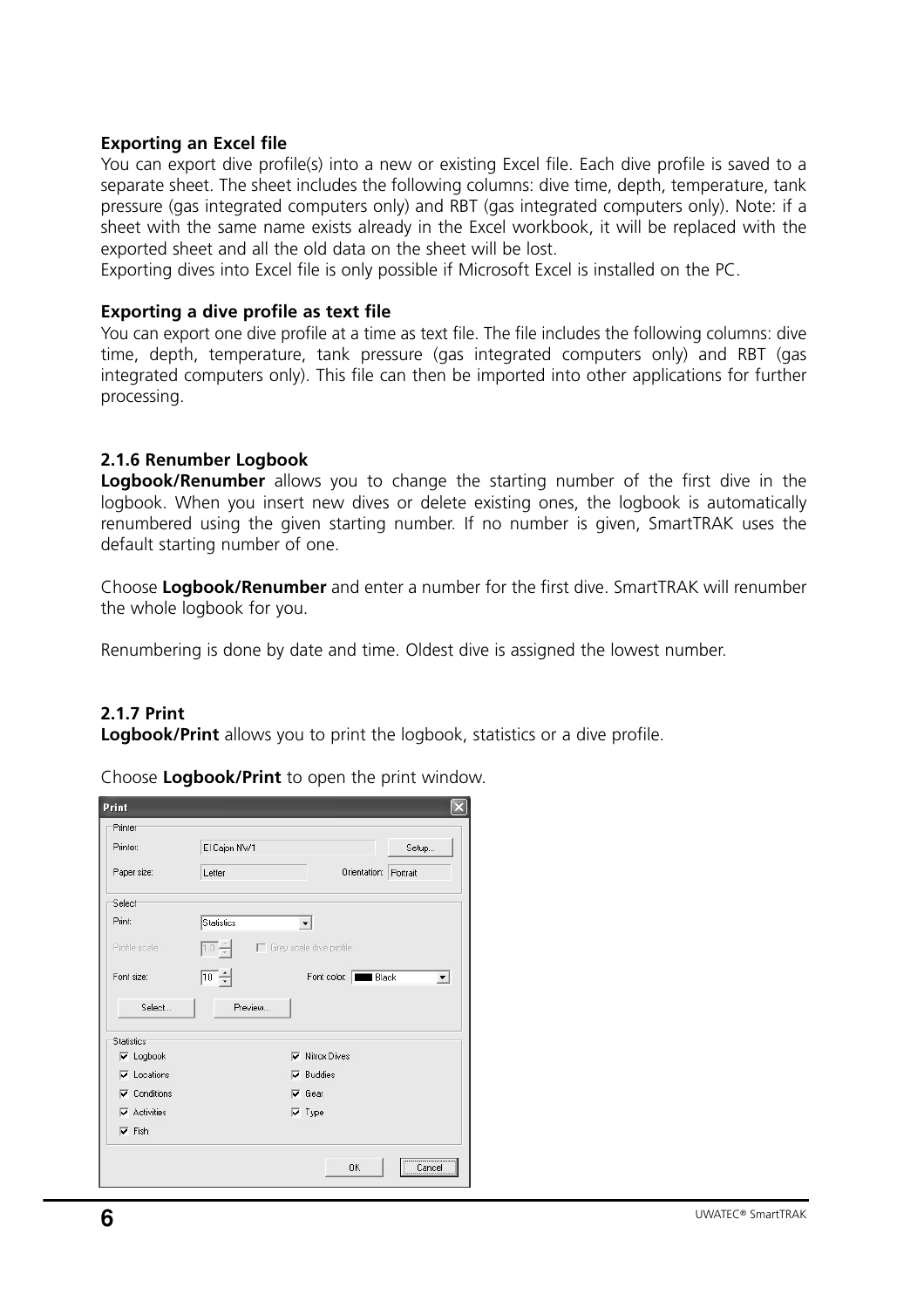**Exporting an Excel file**

You can export dive profile(s) into a new or existing Excel file. Each dive profile is saved to a separate sheet. The sheet includes the following columns: dive time, depth, temperature, tank pressure (gas integrated computers only) and RBT (gas integrated computers only). Note: if a sheet with the same name exists already in the Excel workbook, it will be replaced with the exported sheet and all the old data on the sheet will be lost.

Exporting dives into Excel file is only possible if Microsoft Excel is installed on the PC.

**Exporting a dive profile as text file**

You can export one dive profile at a time as text file. The file includes the following columns: dive time, depth, temperature, tank pressure (gas integrated computers only) and RBT (gas integrated computers only). This file can then be imported into other applications for further processing.

### 2.1.6 Renumber Logbook

**Logbook/Renumber** allows you to change the starting number of the first dive in the logbook. When you insert new dives or delete existing ones, the logbook is automatically renumbered using the given starting number. If no number is given, SmartTRAK uses the default starting number of one.

Choose **Logbook/Renumber** and enter a number for the first dive. SmartTRAK will renumber the whole logbook for you.

Renumbering is done by date and time. Oldest dive is assigned the lowest number.

### 2.1.7 Print

**Logbook/Print** allows you to print the logbook, statistics or a dive profile.

Choose **Logbook/Print** to open the print window.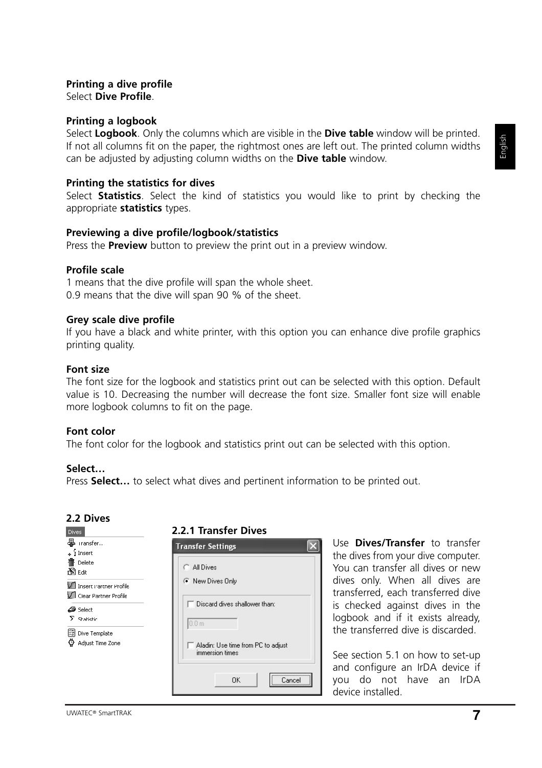**Printing a dive profile**
Select **Dive Profile**.

**Printing a logbook**
Select **Logbook**. Only the columns which are visible in the **Dive table** window will be printed. If not all columns fit on the paper, the rightmost ones are left out. The printed column widths can be adjusted by adjusting column widths on the **Dive table** window.

**Printing the statistics for dives**
Select **Statistics**. Select the kind of statistics you would like to print by checking the appropriate **statistics** types.

**Previewing a dive profile/logbook/statistics**
Press the **Preview** button to preview the print out in a preview window.

**Profile scale**
1 means that the dive profile will span the whole sheet.
0.9 means that the dive will span 90 % of the sheet.

**Grey scale dive profile**
If you have a black and white printer, with this option you can enhance dive profile graphics printing quality.

**Font size**
The font size for the logbook and statistics print out can be selected with this option. Default value is 10. Decreasing the number will decrease the font size. Smaller font size will enable more logbook columns to fit on the page.

**Font color**
The font color for the logbook and statistics print out can be selected with this option.

**Select…**
Press **Select…** to select what dives and pertinent information to be printed out.

## 2.2 Dives

Dives
- Transfer...
- Insert
- Delete
- Edit
- Insert Partner Profile
- Clear Partner Profile
- Select
- Statistic
- Dive Template
- Adjust Time Zone

### 2.2.1 Transfer Dives

Transfer Settings
- All Dives
- New Dives Only
- Discard dives shallower than: 0.0 m
- Aladin: Use time from PC to adjust immersion times

OK | Cancel

Use **Dives/Transfer** to transfer the dives from your dive computer. You can transfer all dives or new dives only. When all dives are transferred, each transferred dive is checked against dives in the logbook and if it exists already, the transferred dive is discarded.

See section 5.1 on how to set-up and configure an IrDA device if you do not have an IrDA device installed.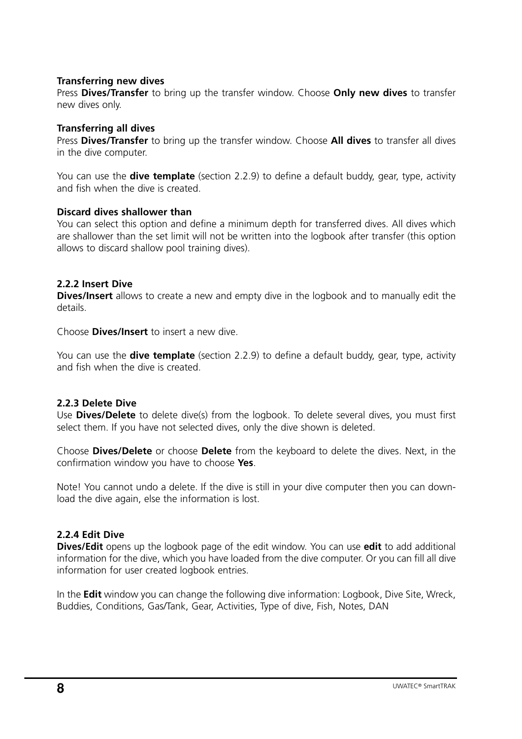**Transferring new dives**
Press **Dives/Transfer** to bring up the transfer window. Choose **Only new dives** to transfer new dives only.

**Transferring all dives**
Press **Dives/Transfer** to bring up the transfer window. Choose **All dives** to transfer all dives in the dive computer.

You can use the **dive template** (section 2.2.9) to define a default buddy, gear, type, activity and fish when the dive is created.

**Discard dives shallower than**
You can select this option and define a minimum depth for transferred dives. All dives which are shallower than the set limit will not be written into the logbook after transfer (this option allows to discard shallow pool training dives).

### 2.2.2 Insert Dive

**Dives/Insert** allows to create a new and empty dive in the logbook and to manually edit the details.

Choose **Dives/Insert** to insert a new dive.

You can use the **dive template** (section 2.2.9) to define a default buddy, gear, type, activity and fish when the dive is created.

### 2.2.3 Delete Dive

Use **Dives/Delete** to delete dive(s) from the logbook. To delete several dives, you must first select them. If you have not selected dives, only the dive shown is deleted.

Choose **Dives/Delete** or choose **Delete** from the keyboard to delete the dives. Next, in the confirmation window you have to choose **Yes**.

Note! You cannot undo a delete. If the dive is still in your dive computer then you can download the dive again, else the information is lost.

### 2.2.4 Edit Dive

**Dives/Edit** opens up the logbook page of the edit window. You can use **edit** to add additional information for the dive, which you have loaded from the dive computer. Or you can fill all dive information for user created logbook entries.

In the **Edit** window you can change the following dive information: Logbook, Dive Site, Wreck, Buddies, Conditions, Gas/Tank, Gear, Activities, Type of dive, Fish, Notes, DAN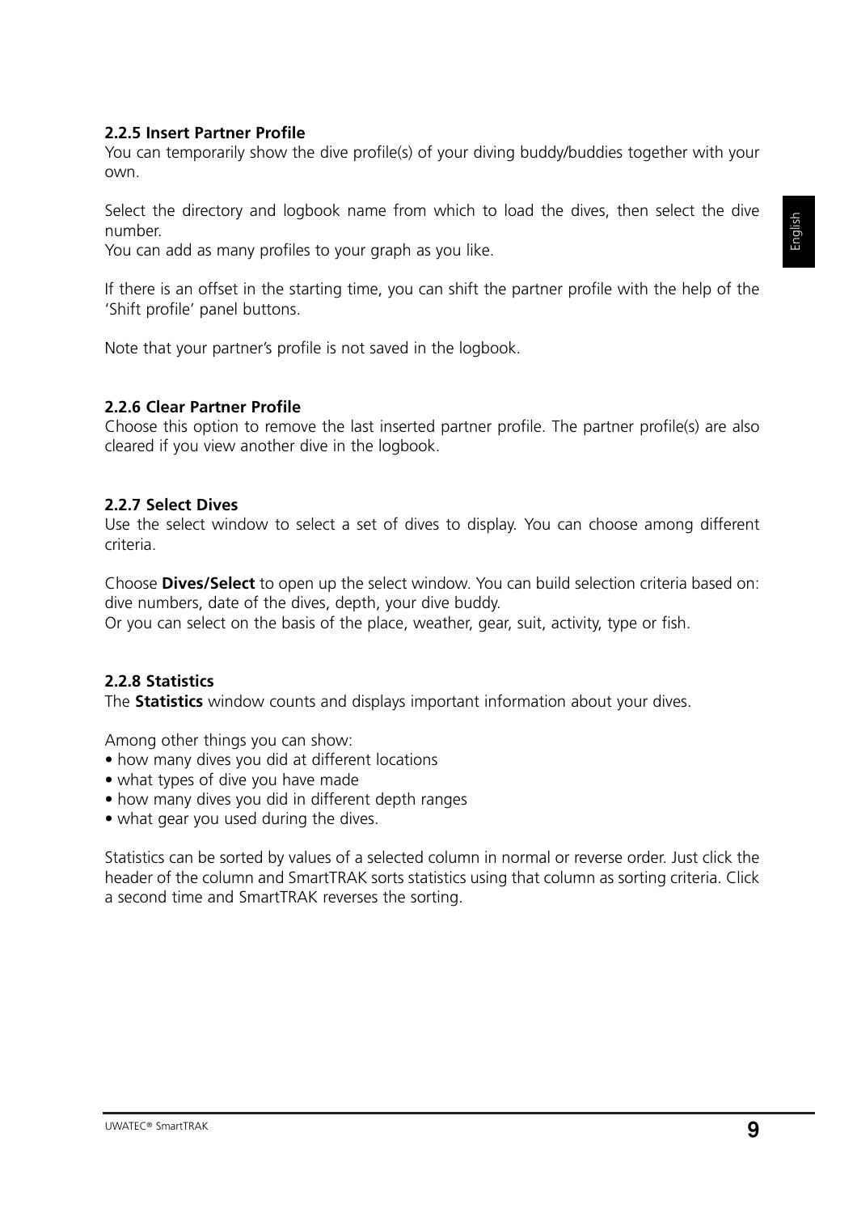### 2.2.5 Insert Partner Profile

You can temporarily show the dive profile(s) of your diving buddy/buddies together with your own.

Select the directory and logbook name from which to load the dives, then select the dive number.
You can add as many profiles to your graph as you like.

If there is an offset in the starting time, you can shift the partner profile with the help of the 'Shift profile' panel buttons.

Note that your partner's profile is not saved in the logbook.

### 2.2.6 Clear Partner Profile

Choose this option to remove the last inserted partner profile. The partner profile(s) are also cleared if you view another dive in the logbook.

### 2.2.7 Select Dives

Use the select window to select a set of dives to display. You can choose among different criteria.

Choose **Dives/Select** to open up the select window. You can build selection criteria based on: dive numbers, date of the dives, depth, your dive buddy.
Or you can select on the basis of the place, weather, gear, suit, activity, type or fish.

### 2.2.8 Statistics

The **Statistics** window counts and displays important information about your dives.

Among other things you can show:

- how many dives you did at different locations
- what types of dive you have made
- how many dives you did in different depth ranges
- what gear you used during the dives.

Statistics can be sorted by values of a selected column in normal or reverse order. Just click the header of the column and SmartTRAK sorts statistics using that column as sorting criteria. Click a second time and SmartTRAK reverses the sorting.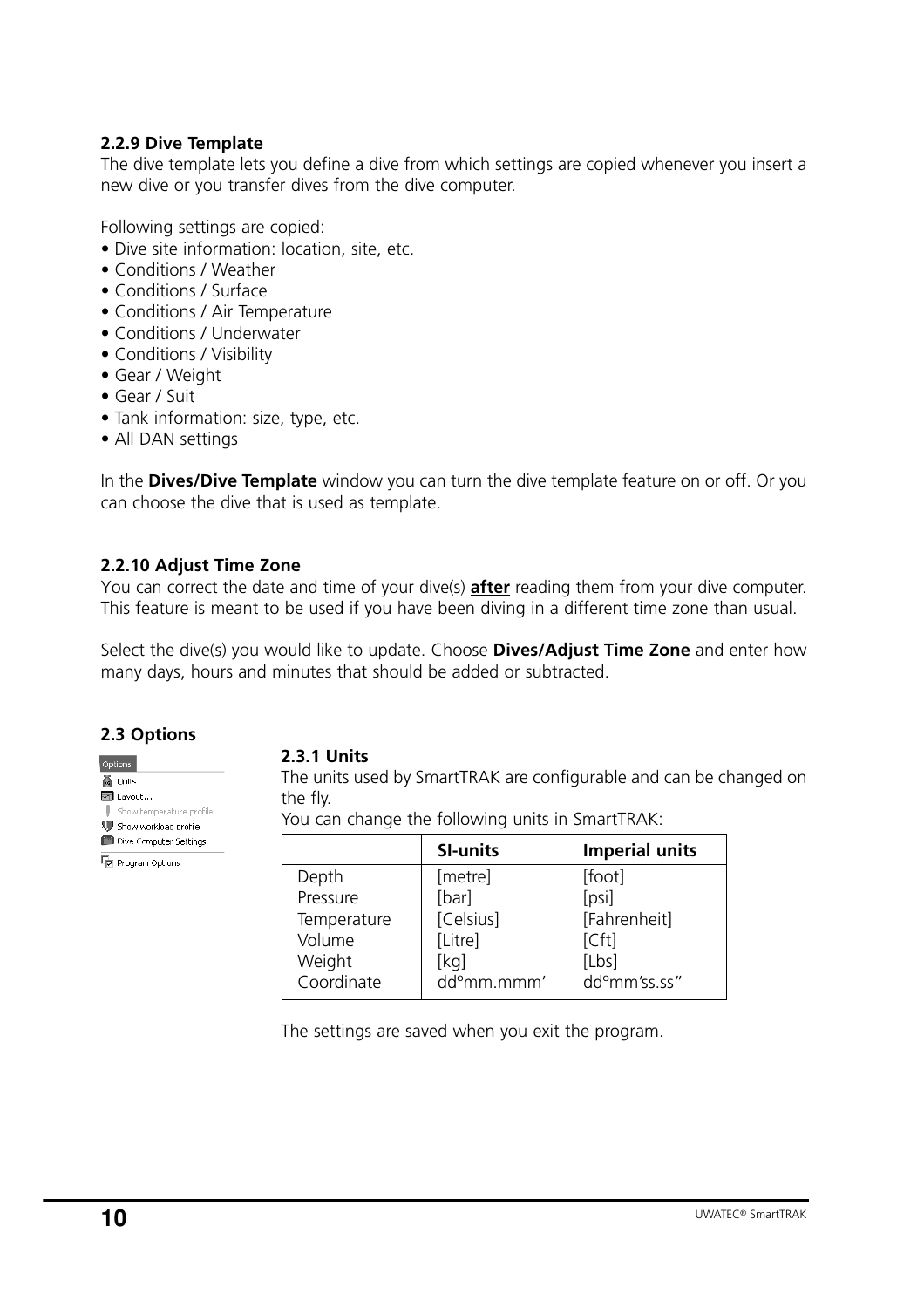### 2.2.9 Dive Template

The dive template lets you define a dive from which settings are copied whenever you insert a new dive or you transfer dives from the dive computer.

Following settings are copied:

- Dive site information: location, site, etc.
- Conditions / Weather
- Conditions / Surface
- Conditions / Air Temperature
- Conditions / Underwater
- Conditions / Visibility
- Gear / Weight
- Gear / Suit
- Tank information: size, type, etc.
- All DAN settings

In the **Dives/Dive Template** window you can turn the dive template feature on or off. Or you can choose the dive that is used as template.

### 2.2.10 Adjust Time Zone

You can correct the date and time of your dive(s) **after** reading them from your dive computer. This feature is meant to be used if you have been diving in a different time zone than usual.

Select the dive(s) you would like to update. Choose **Dives/Adjust Time Zone** and enter how many days, hours and minutes that should be added or subtracted.

## 2.3 Options

Options
Units
Layout...
Show temperature profile
Show workload profile
Dive Computer Settings
Program Options

### 2.3.1 Units

The units used by SmartTRAK are configurable and can be changed on the fly.

You can change the following units in SmartTRAK:

| | SI-units | Imperial units |
|---|---|---|
| Depth | [metre] | [foot] |
| Pressure | [bar] | [psi] |
| Temperature | [Celsius] | [Fahrenheit] |
| Volume | [Litre] | [Cft] |
| Weight | [kg] | [Lbs] |
| Coordinate | dd°mm.mmm' | dd°mm'ss.ss" |

The settings are saved when you exit the program.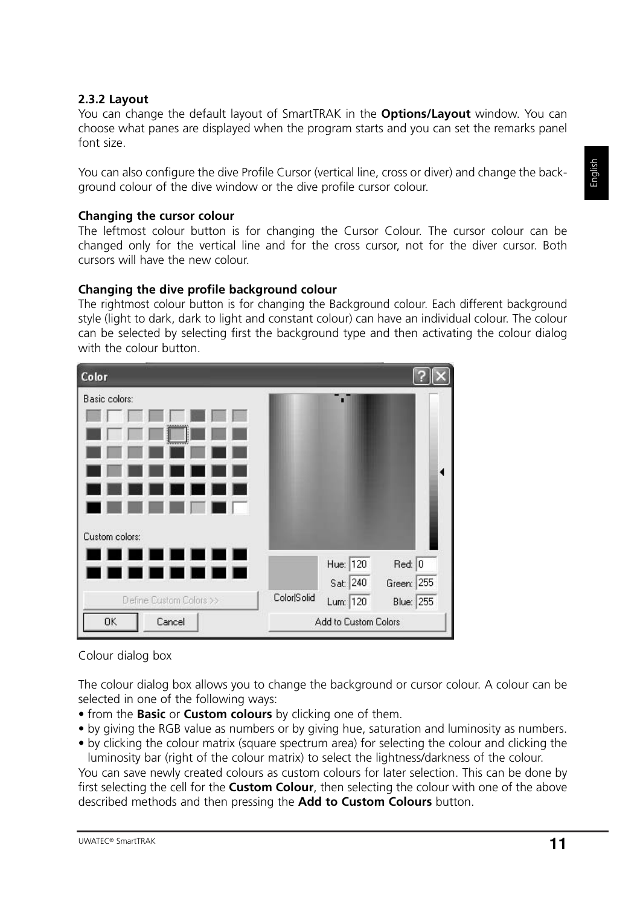### 2.3.2 Layout

You can change the default layout of SmartTRAK in the **Options/Layout** window. You can choose what panes are displayed when the program starts and you can set the remarks panel font size.

You can also configure the dive Profile Cursor (vertical line, cross or diver) and change the background colour of the dive window or the dive profile cursor colour.

**Changing the cursor colour**

The leftmost colour button is for changing the Cursor Colour. The cursor colour can be changed only for the vertical line and for the cross cursor, not for the diver cursor. Both cursors will have the new colour.

**Changing the dive profile background colour**

The rightmost colour button is for changing the Background colour. Each different background style (light to dark, dark to light and constant colour) can have an individual colour. The colour can be selected by selecting first the background type and then activating the colour dialog with the colour button.

Colour dialog box

The colour dialog box allows you to change the background or cursor colour. A colour can be selected in one of the following ways:

- from the **Basic** or **Custom colours** by clicking one of them.
- by giving the RGB value as numbers or by giving hue, saturation and luminosity as numbers.
- by clicking the colour matrix (square spectrum area) for selecting the colour and clicking the luminosity bar (right of the colour matrix) to select the lightness/darkness of the colour.

You can save newly created colours as custom colours for later selection. This can be done by first selecting the cell for the **Custom Colour**, then selecting the colour with one of the above described methods and then pressing the **Add to Custom Colours** button.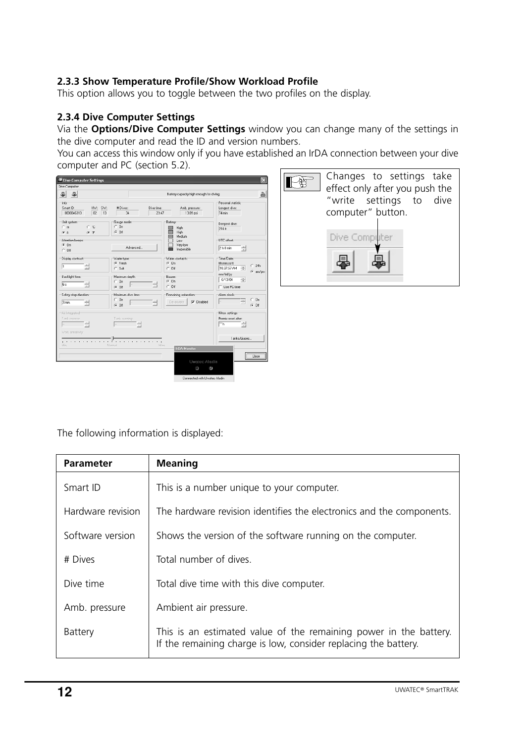### 2.3.3 Show Temperature Profile/Show Workload Profile

This option allows you to toggle between the two profiles on the display.

### 2.3.4 Dive Computer Settings

Via the **Options/Dive Computer Settings** window you can change many of the settings in the dive computer and read the ID and version numbers.

You can access this window only if you have established an IrDA connection between your dive computer and PC (section 5.2).

Changes to settings take effect only after you push the "write settings to dive computer" button.

The following information is displayed:

| Parameter | Meaning |
|---|---|
| Smart ID | This is a number unique to your computer. |
| Hardware revision | The hardware revision identifies the electronics and the components. |
| Software version | Shows the version of the software running on the computer. |
| # Dives | Total number of dives. |
| Dive time | Total dive time with this dive computer. |
| Amb. pressure | Ambient air pressure. |
| Battery | This is an estimated value of the remaining power in the battery. If the remaining charge is low, consider replacing the battery. |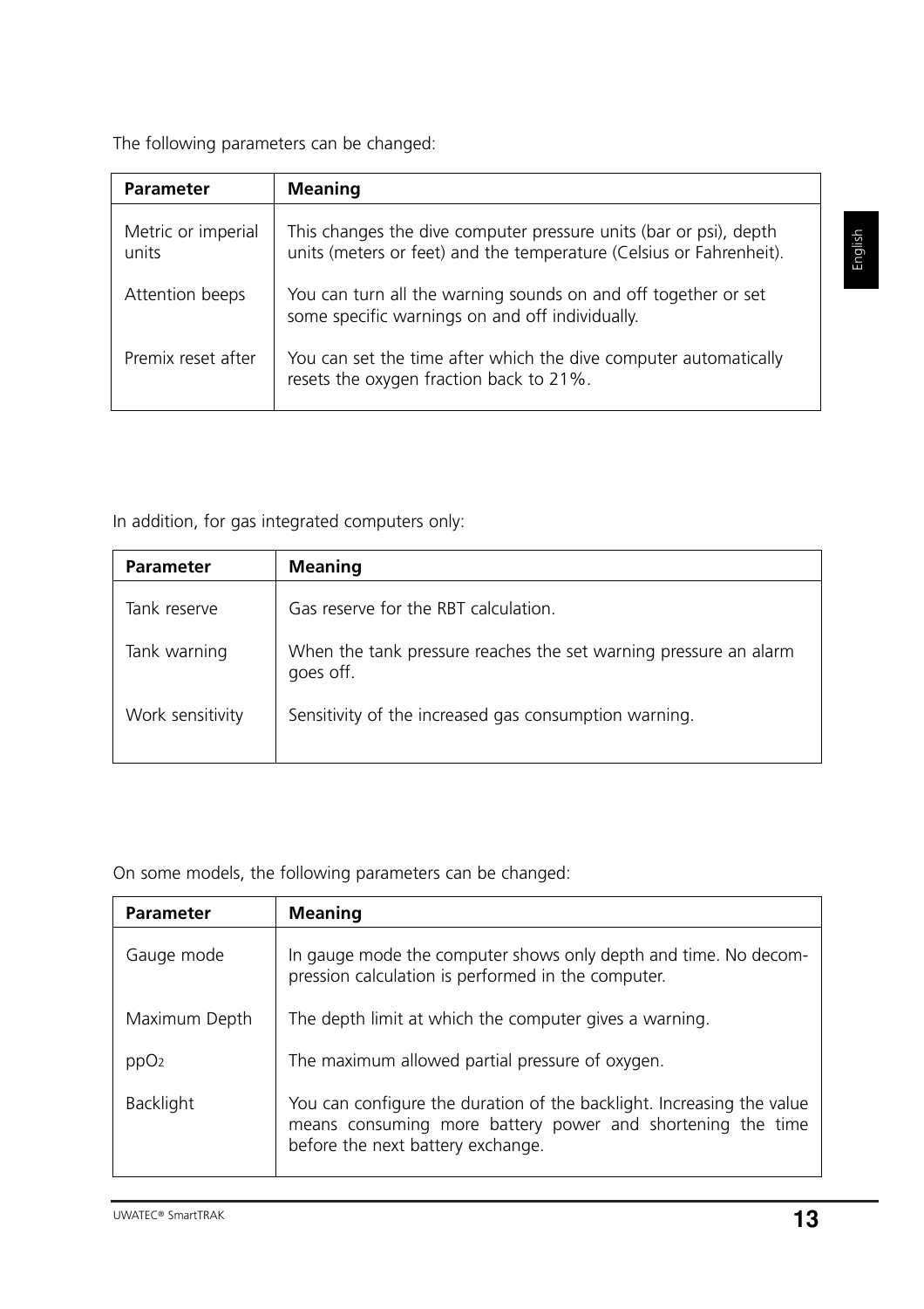The following parameters can be changed:

| Parameter | Meaning |
| --- | --- |
| Metric or imperial units | This changes the dive computer pressure units (bar or psi), depth units (meters or feet) and the temperature (Celsius or Fahrenheit). |
| Attention beeps | You can turn all the warning sounds on and off together or set some specific warnings on and off individually. |
| Premix reset after | You can set the time after which the dive computer automatically resets the oxygen fraction back to 21%. |

In addition, for gas integrated computers only:

| Parameter | Meaning |
| --- | --- |
| Tank reserve | Gas reserve for the RBT calculation. |
| Tank warning | When the tank pressure reaches the set warning pressure an alarm goes off. |
| Work sensitivity | Sensitivity of the increased gas consumption warning. |

On some models, the following parameters can be changed:

| Parameter | Meaning |
| --- | --- |
| Gauge mode | In gauge mode the computer shows only depth and time. No decompression calculation is performed in the computer. |
| Maximum Depth | The depth limit at which the computer gives a warning. |
| $ppO_2$ | The maximum allowed partial pressure of oxygen. |
| Backlight | You can configure the duration of the backlight. Increasing the value means consuming more battery power and shortening the time before the next battery exchange. |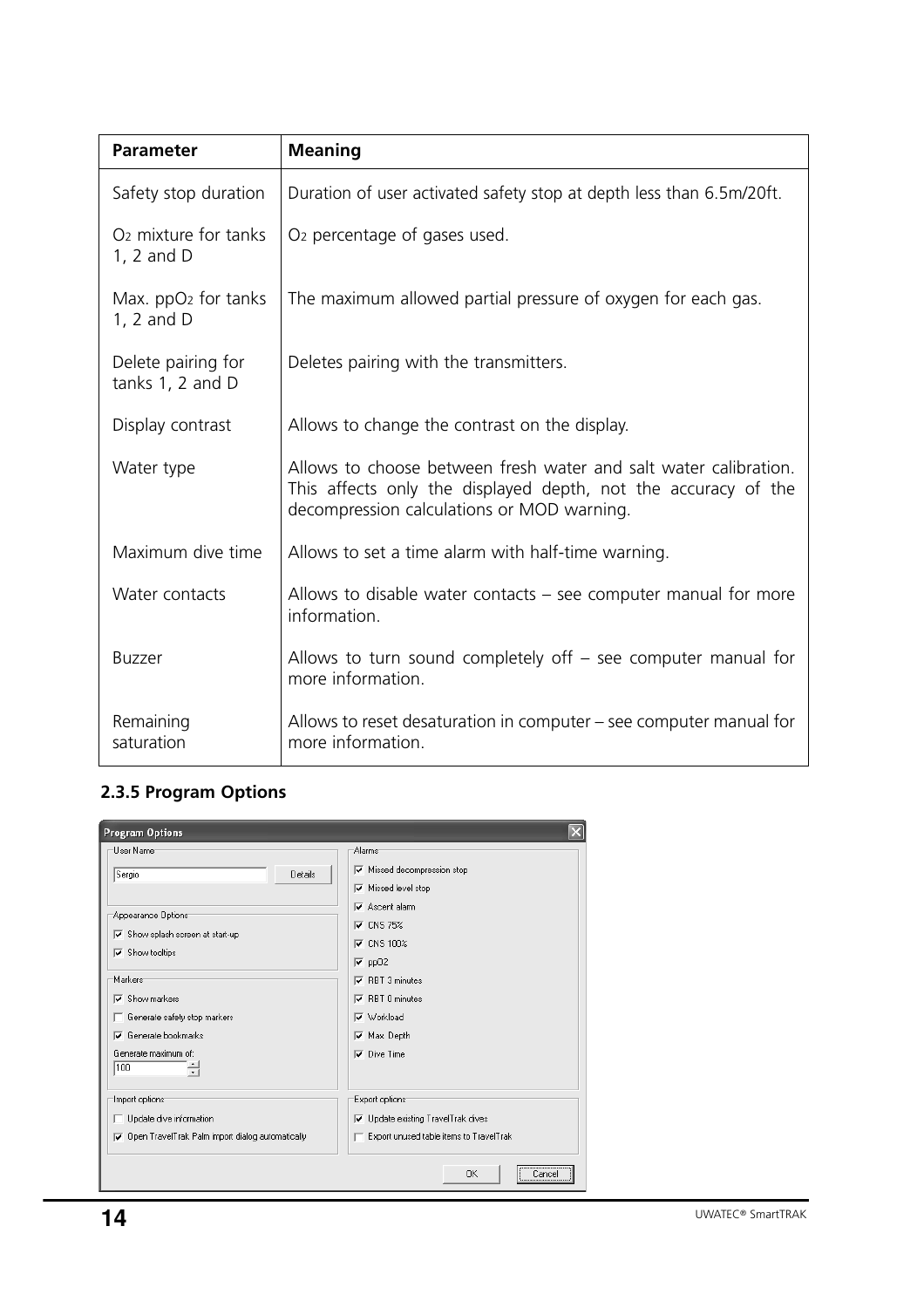| Parameter | Meaning |
|---|---|
| Safety stop duration | Duration of user activated safety stop at depth less than 6.5m/20ft. |
| $O_2$ mixture for tanks 1, 2 and D | $O_2$ percentage of gases used. |
| Max. $ppO_2$ for tanks 1, 2 and D | The maximum allowed partial pressure of oxygen for each gas. |
| Delete pairing for tanks 1, 2 and D | Deletes pairing with the transmitters. |
| Display contrast | Allows to change the contrast on the display. |
| Water type | Allows to choose between fresh water and salt water calibration. This affects only the displayed depth, not the accuracy of the decompression calculations or MOD warning. |
| Maximum dive time | Allows to set a time alarm with half-time warning. |
| Water contacts | Allows to disable water contacts – see computer manual for more information. |
| Buzzer | Allows to turn sound completely off – see computer manual for more information. |
| Remaining saturation | Allows to reset desaturation in computer – see computer manual for more information. |

### 2.3.5 Program Options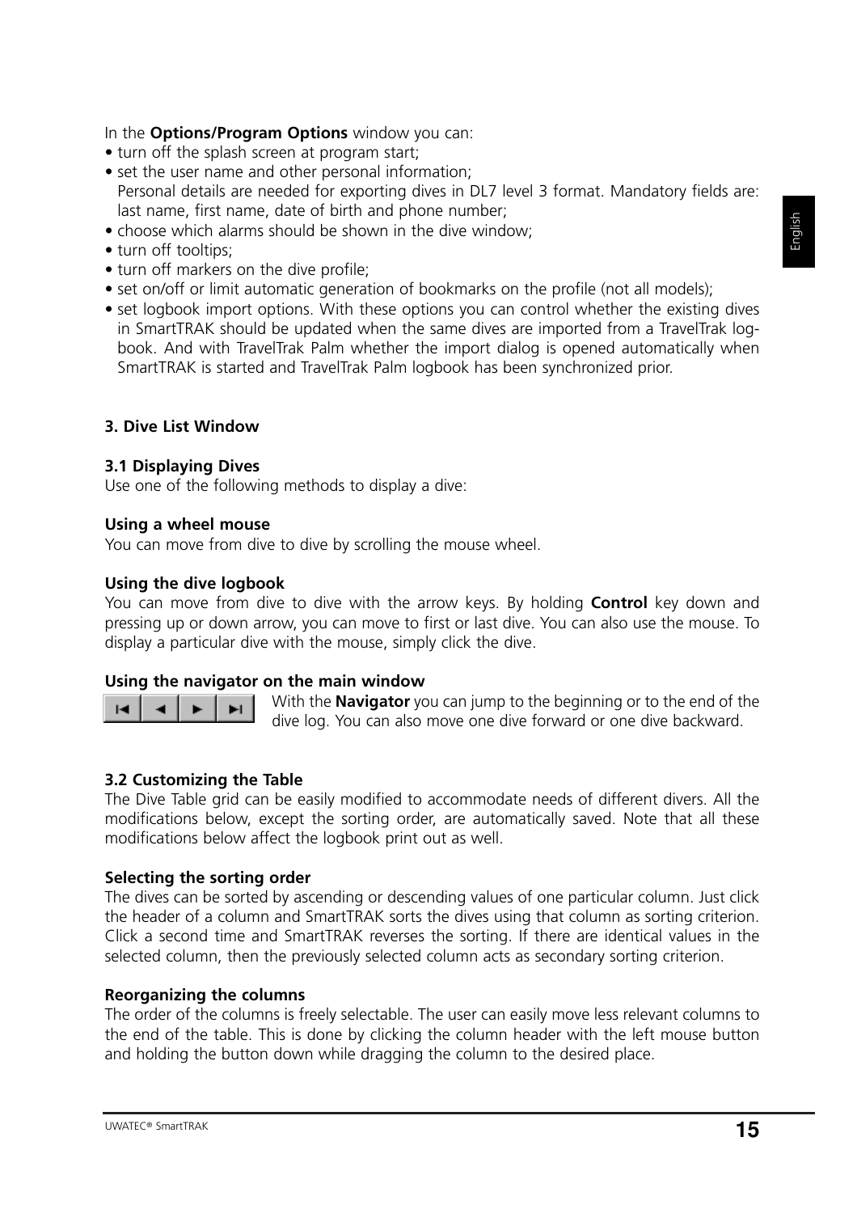In the **Options/Program Options** window you can:

- turn off the splash screen at program start;
- set the user name and other personal information;
  Personal details are needed for exporting dives in DL7 level 3 format. Mandatory fields are: last name, first name, date of birth and phone number;
- choose which alarms should be shown in the dive window;
- turn off tooltips;
- turn off markers on the dive profile;
- set on/off or limit automatic generation of bookmarks on the profile (not all models);
- set logbook import options. With these options you can control whether the existing dives in SmartTRAK should be updated when the same dives are imported from a TravelTrak logbook. And with TravelTrak Palm whether the import dialog is opened automatically when SmartTRAK is started and TravelTrak Palm logbook has been synchronized prior.

## 3. Dive List Window

### 3.1 Displaying Dives

Use one of the following methods to display a dive:

**Using a wheel mouse**

You can move from dive to dive by scrolling the mouse wheel.

**Using the dive logbook**

You can move from dive to dive with the arrow keys. By holding **Control** key down and pressing up or down arrow, you can move to first or last dive. You can also use the mouse. To display a particular dive with the mouse, simply click the dive.

**Using the navigator on the main window**

With the **Navigator** you can jump to the beginning or to the end of the dive log. You can also move one dive forward or one dive backward.

### 3.2 Customizing the Table

The Dive Table grid can be easily modified to accommodate needs of different divers. All the modifications below, except the sorting order, are automatically saved. Note that all these modifications below affect the logbook print out as well.

**Selecting the sorting order**

The dives can be sorted by ascending or descending values of one particular column. Just click the header of a column and SmartTRAK sorts the dives using that column as sorting criterion. Click a second time and SmartTRAK reverses the sorting. If there are identical values in the selected column, then the previously selected column acts as secondary sorting criterion.

**Reorganizing the columns**

The order of the columns is freely selectable. The user can easily move less relevant columns to the end of the table. This is done by clicking the column header with the left mouse button and holding the button down while dragging the column to the desired place.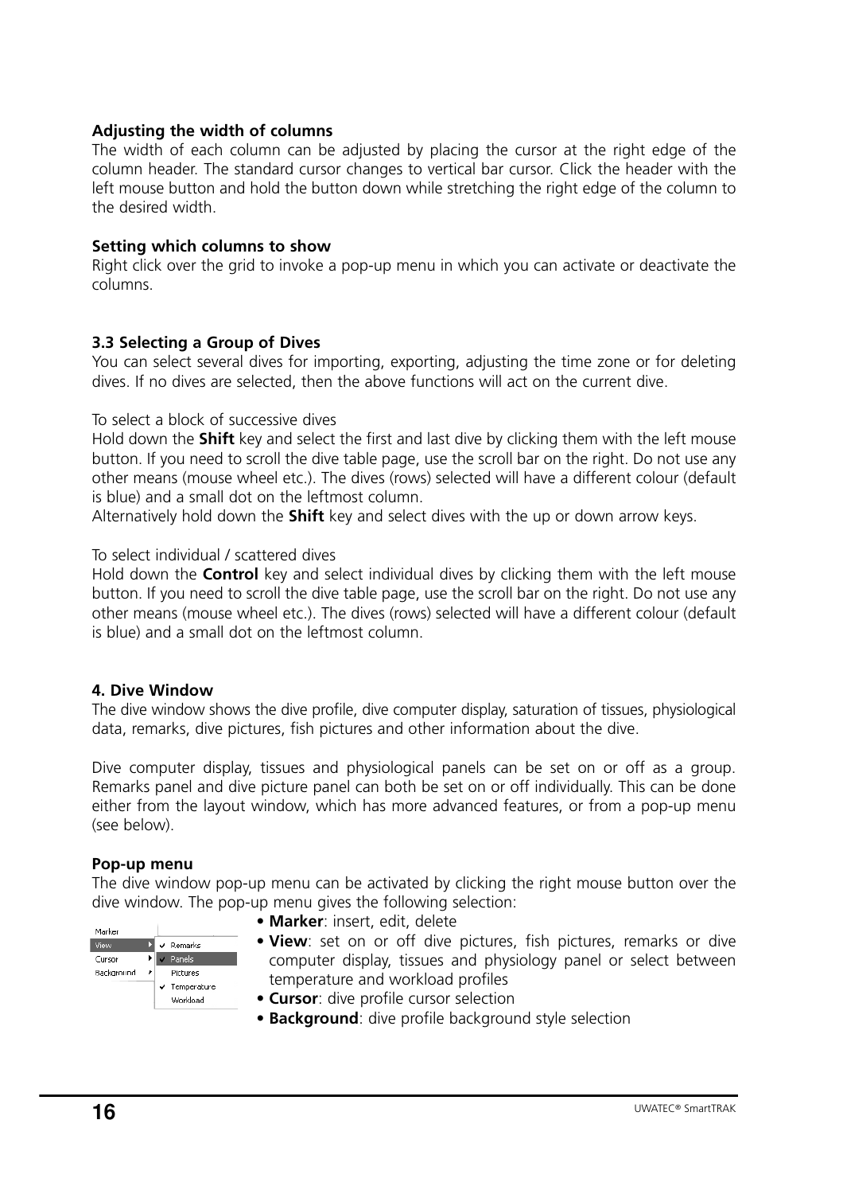**Adjusting the width of columns**

The width of each column can be adjusted by placing the cursor at the right edge of the column header. The standard cursor changes to vertical bar cursor. Click the header with the left mouse button and hold the button down while stretching the right edge of the column to the desired width.

**Setting which columns to show**

Right click over the grid to invoke a pop-up menu in which you can activate or deactivate the columns.

### 3.3 Selecting a Group of Dives

You can select several dives for importing, exporting, adjusting the time zone or for deleting dives. If no dives are selected, then the above functions will act on the current dive.

To select a block of successive dives

Hold down the **Shift** key and select the first and last dive by clicking them with the left mouse button. If you need to scroll the dive table page, use the scroll bar on the right. Do not use any other means (mouse wheel etc.). The dives (rows) selected will have a different colour (default is blue) and a small dot on the leftmost column.

Alternatively hold down the **Shift** key and select dives with the up or down arrow keys.

To select individual / scattered dives

Hold down the **Control** key and select individual dives by clicking them with the left mouse button. If you need to scroll the dive table page, use the scroll bar on the right. Do not use any other means (mouse wheel etc.). The dives (rows) selected will have a different colour (default is blue) and a small dot on the leftmost column.

## 4. Dive Window

The dive window shows the dive profile, dive computer display, saturation of tissues, physiological data, remarks, dive pictures, fish pictures and other information about the dive.

Dive computer display, tissues and physiological panels can be set on or off as a group. Remarks panel and dive picture panel can both be set on or off individually. This can be done either from the layout window, which has more advanced features, or from a pop-up menu (see below).

**Pop-up menu**

The dive window pop-up menu can be activated by clicking the right mouse button over the dive window. The pop-up menu gives the following selection:

Marker
View
Cursor
Background

✓ Remarks
✓ Panels
Pictures
✓ Temperature
Workload

- **Marker**: insert, edit, delete
- **View**: set on or off dive pictures, fish pictures, remarks or dive computer display, tissues and physiology panel or select between temperature and workload profiles
- **Cursor**: dive profile cursor selection
- **Background**: dive profile background style selection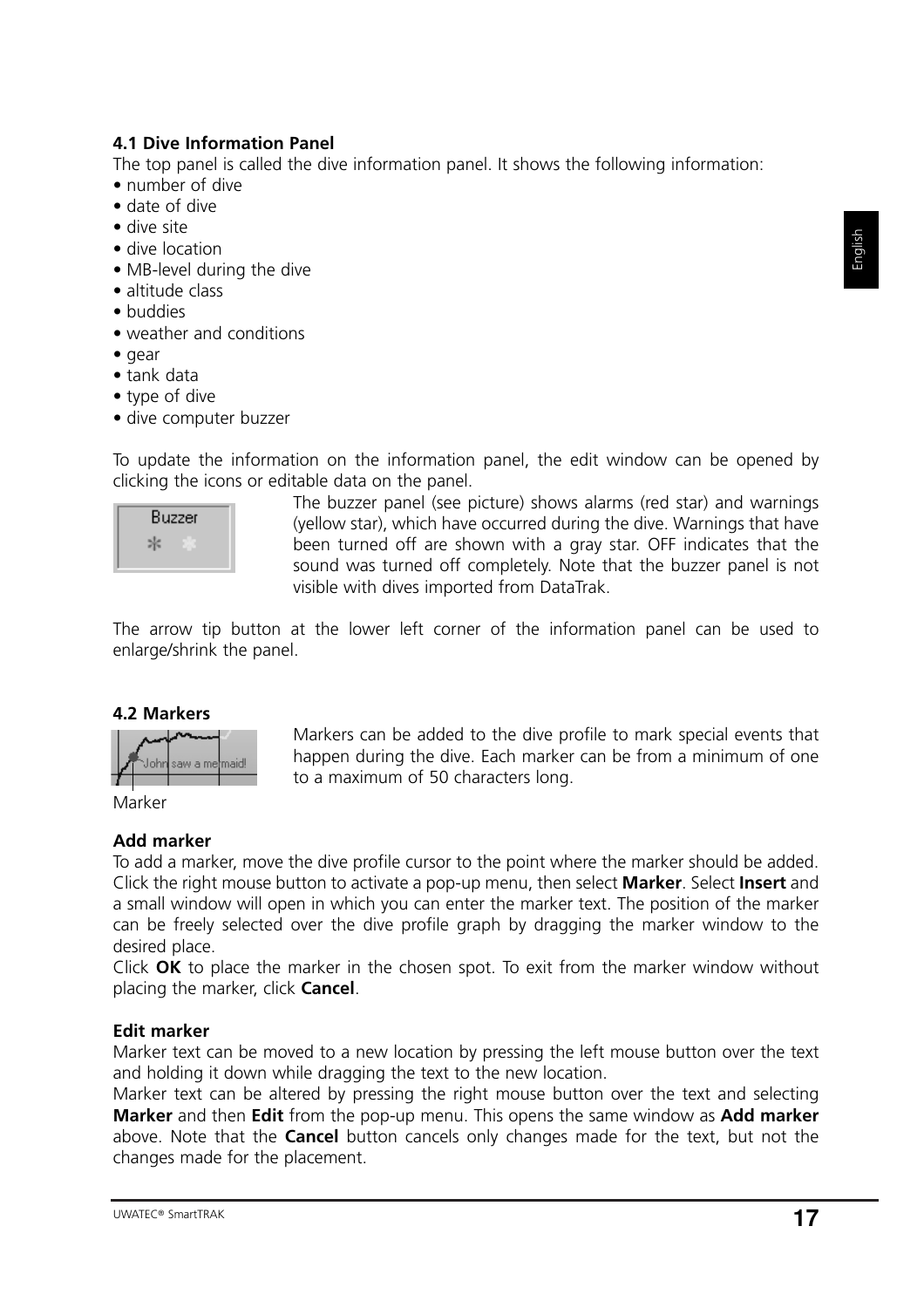### 4.1 Dive Information Panel

The top panel is called the dive information panel. It shows the following information:

- number of dive
- date of dive
- dive site
- dive location
- MB-level during the dive
- altitude class
- buddies
- weather and conditions
- gear
- tank data
- type of dive
- dive computer buzzer

To update the information on the information panel, the edit window can be opened by clicking the icons or editable data on the panel.

The buzzer panel (see picture) shows alarms (red star) and warnings (yellow star), which have occurred during the dive. Warnings that have been turned off are shown with a gray star. OFF indicates that the sound was turned off completely. Note that the buzzer panel is not visible with dives imported from DataTrak.

The arrow tip button at the lower left corner of the information panel can be used to enlarge/shrink the panel.

### 4.2 Markers

Marker

Markers can be added to the dive profile to mark special events that happen during the dive. Each marker can be from a minimum of one to a maximum of 50 characters long.

**Add marker**

To add a marker, move the dive profile cursor to the point where the marker should be added. Click the right mouse button to activate a pop-up menu, then select **Marker**. Select **Insert** and a small window will open in which you can enter the marker text. The position of the marker can be freely selected over the dive profile graph by dragging the marker window to the desired place.

Click **OK** to place the marker in the chosen spot. To exit from the marker window without placing the marker, click **Cancel**.

**Edit marker**

Marker text can be moved to a new location by pressing the left mouse button over the text and holding it down while dragging the text to the new location.

Marker text can be altered by pressing the right mouse button over the text and selecting **Marker** and then **Edit** from the pop-up menu. This opens the same window as **Add marker** above. Note that the **Cancel** button cancels only changes made for the text, but not the changes made for the placement.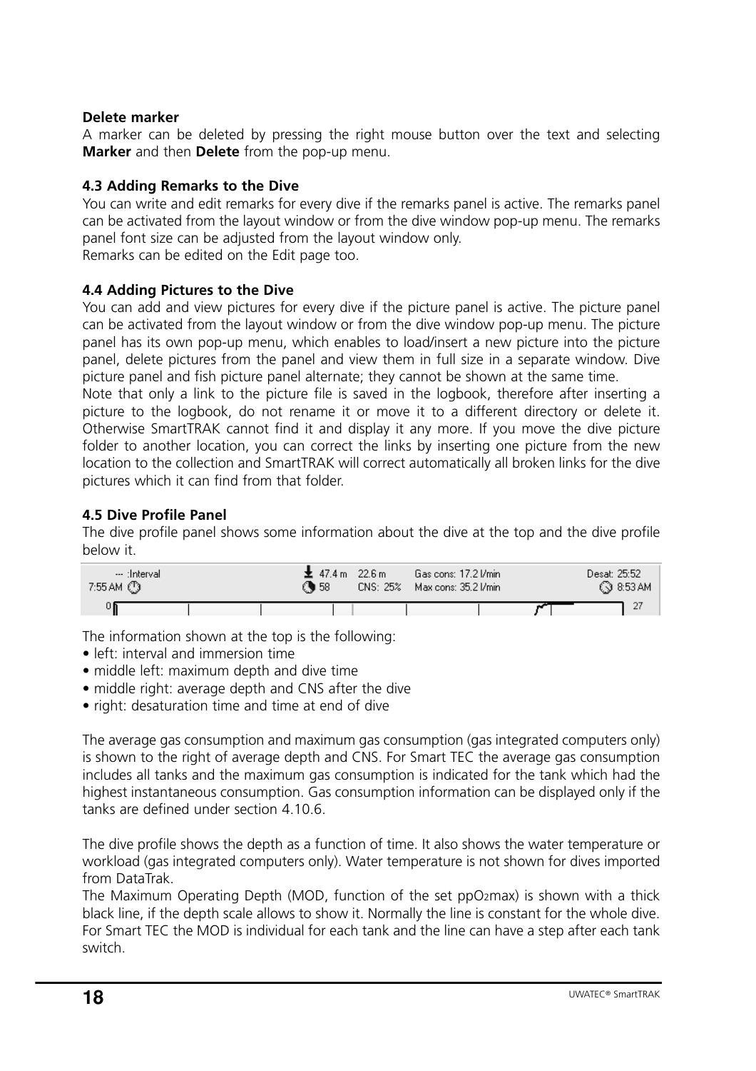**Delete marker**

A marker can be deleted by pressing the right mouse button over the text and selecting **Marker** and then **Delete** from the pop-up menu.

### 4.3 Adding Remarks to the Dive

You can write and edit remarks for every dive if the remarks panel is active. The remarks panel can be activated from the layout window or from the dive window pop-up menu. The remarks panel font size can be adjusted from the layout window only.
Remarks can be edited on the Edit page too.

### 4.4 Adding Pictures to the Dive

You can add and view pictures for every dive if the picture panel is active. The picture panel can be activated from the layout window or from the dive window pop-up menu. The picture panel has its own pop-up menu, which enables to load/insert a new picture into the picture panel, delete pictures from the panel and view them in full size in a separate window. Dive picture panel and fish picture panel alternate; they cannot be shown at the same time.

Note that only a link to the picture file is saved in the logbook, therefore after inserting a picture to the logbook, do not rename it or move it to a different directory or delete it. Otherwise SmartTRAK cannot find it and display it any more. If you move the dive picture folder to another location, you can correct the links by inserting one picture from the new location to the collection and SmartTRAK will correct automatically all broken links for the dive pictures which it can find from that folder.

### 4.5 Dive Profile Panel

The dive profile panel shows some information about the dive at the top and the dive profile below it.

--- :Interval 7:55 AM    47.4 m 58    22.6 m CNS: 25%    Gas cons: 17.2 l/min Max cons: 35.2 l/min    Desat: 25:52 8:53 AM

The information shown at the top is the following:

- left: interval and immersion time
- middle left: maximum depth and dive time
- middle right: average depth and CNS after the dive
- right: desaturation time and time at end of dive

The average gas consumption and maximum gas consumption (gas integrated computers only) is shown to the right of average depth and CNS. For Smart TEC the average gas consumption includes all tanks and the maximum gas consumption is indicated for the tank which had the highest instantaneous consumption. Gas consumption information can be displayed only if the tanks are defined under section 4.10.6.

The dive profile shows the depth as a function of time. It also shows the water temperature or workload (gas integrated computers only). Water temperature is not shown for dives imported from DataTrak.

The Maximum Operating Depth (MOD, function of the set $ppO_2max$) is shown with a thick black line, if the depth scale allows to show it. Normally the line is constant for the whole dive. For Smart TEC the MOD is individual for each tank and the line can have a step after each tank switch.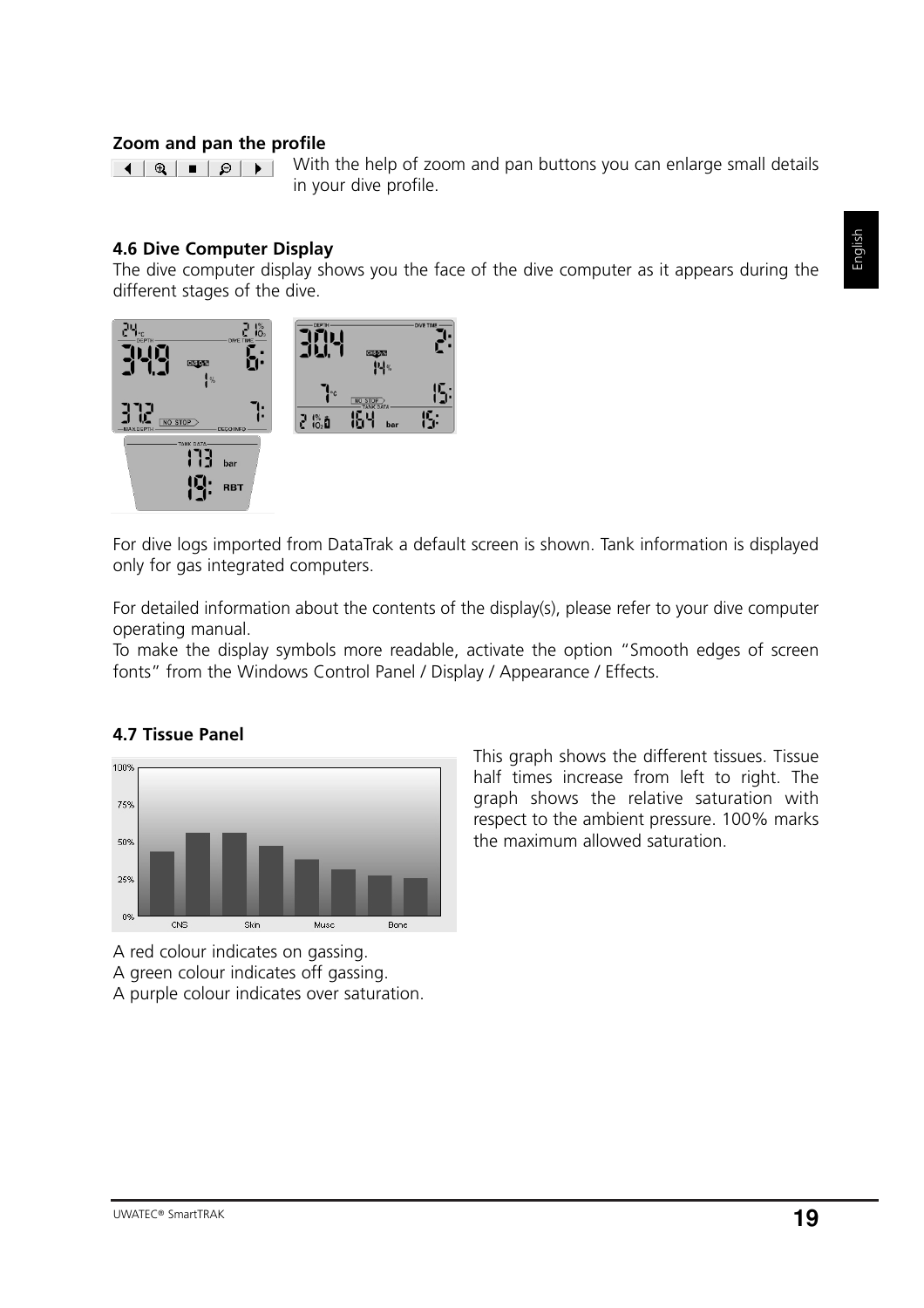**Zoom and pan the profile**

With the help of zoom and pan buttons you can enlarge small details in your dive profile.

### 4.6 Dive Computer Display

The dive computer display shows you the face of the dive computer as it appears during the different stages of the dive.

For dive logs imported from DataTrak a default screen is shown. Tank information is displayed only for gas integrated computers.

For detailed information about the contents of the display(s), please refer to your dive computer operating manual.
To make the display symbols more readable, activate the option "Smooth edges of screen fonts" from the Windows Control Panel / Display / Appearance / Effects.

### 4.7 Tissue Panel

This graph shows the different tissues. Tissue half times increase from left to right. The graph shows the relative saturation with respect to the ambient pressure. 100% marks the maximum allowed saturation.

A red colour indicates on gassing.
A green colour indicates off gassing.
A purple colour indicates over saturation.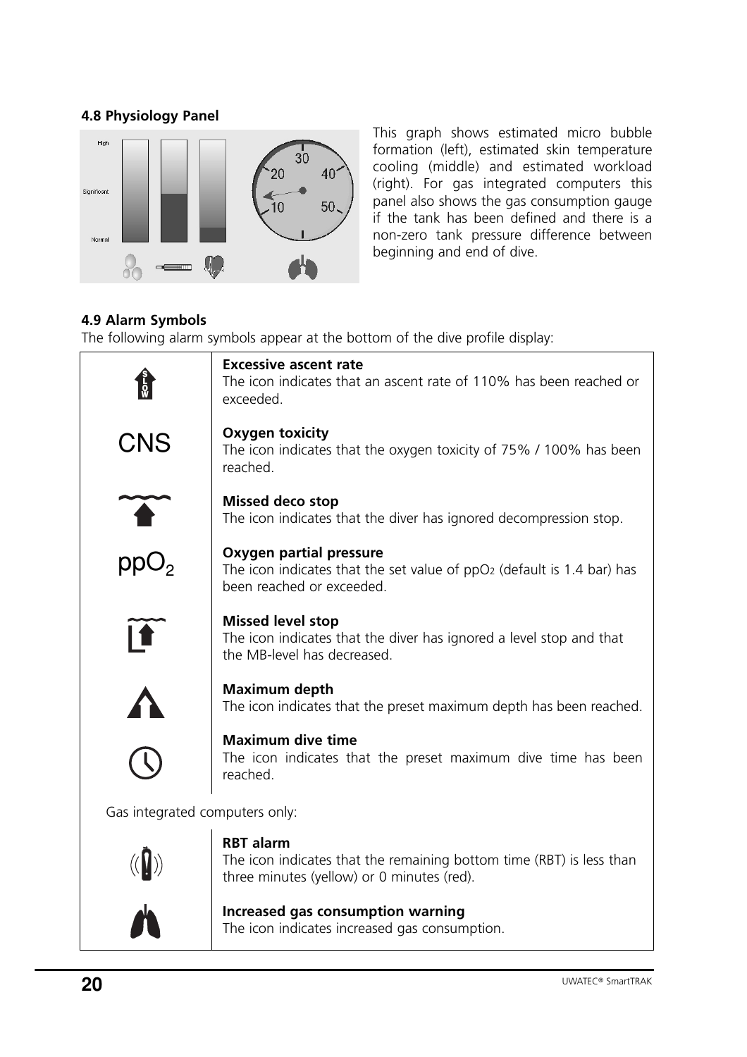## 4.8 Physiology Panel

This graph shows estimated micro bubble formation (left), estimated skin temperature cooling (middle) and estimated workload (right). For gas integrated computers this panel also shows the gas consumption gauge if the tank has been defined and there is a non-zero tank pressure difference between beginning and end of dive.

## 4.9 Alarm Symbols

The following alarm symbols appear at the bottom of the dive profile display:

| Symbol | Description |
| --- | --- |
| SLOW | **Excessive ascent rate**<br>The icon indicates that an ascent rate of 110% has been reached or exceeded. |
| CNS | **Oxygen toxicity**<br>The icon indicates that the oxygen toxicity of 75% / 100% has been reached. |
| | **Missed deco stop**<br>The icon indicates that the diver has ignored decompression stop. |
| $ppO_2$ | **Oxygen partial pressure**<br>The icon indicates that the set value of $ppO_2$ (default is 1.4 bar) has been reached or exceeded. |
| | **Missed level stop**<br>The icon indicates that the diver has ignored a level stop and that the MB-level has decreased. |
| | **Maximum depth**<br>The icon indicates that the preset maximum depth has been reached. |
| | **Maximum dive time**<br>The icon indicates that the preset maximum dive time has been reached. |

Gas integrated computers only:

| Symbol | Description |
| --- | --- |
| | **RBT alarm**<br>The icon indicates that the remaining bottom time (RBT) is less than three minutes (yellow) or 0 minutes (red). |
| | **Increased gas consumption warning**<br>The icon indicates increased gas consumption. |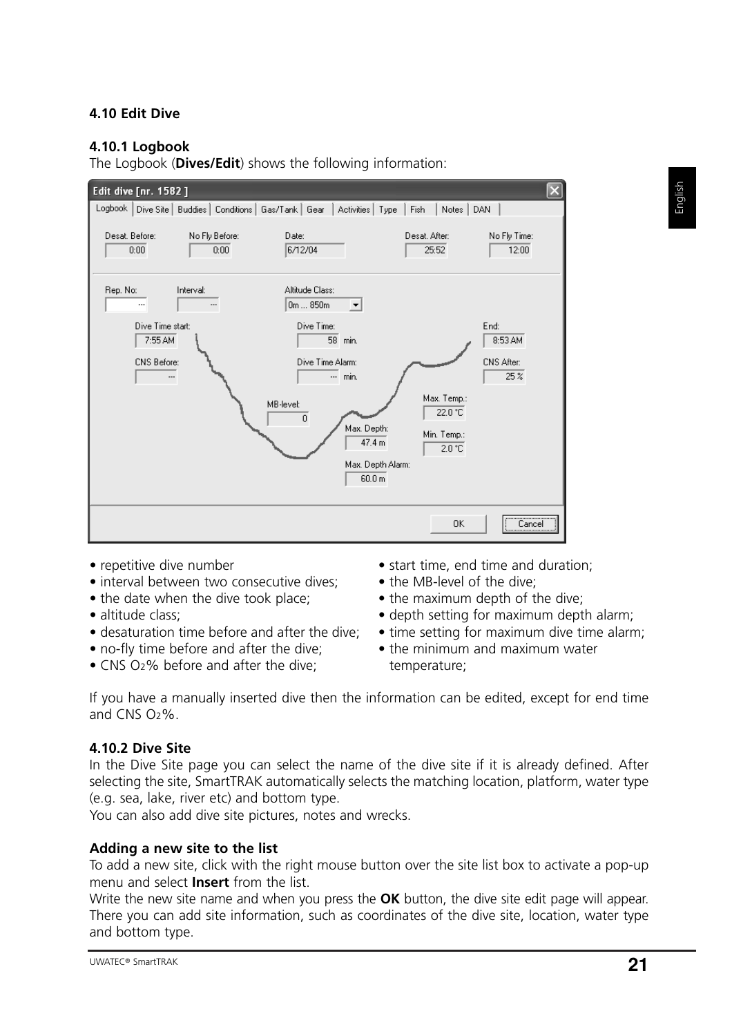### 4.10 Edit Dive

#### 4.10.1 Logbook

The Logbook (**Dives/Edit**) shows the following information:

- repetitive dive number
- interval between two consecutive dives;
- the date when the dive took place;
- altitude class;
- desaturation time before and after the dive;
- no-fly time before and after the dive;
- CNS $O_2$% before and after the dive;
- start time, end time and duration;
- the MB-level of the dive;
- the maximum depth of the dive;
- depth setting for maximum depth alarm;
- time setting for maximum dive time alarm;
- the minimum and maximum water temperature;

If you have a manually inserted dive then the information can be edited, except for end time and CNS $O_2$%.

#### 4.10.2 Dive Site

In the Dive Site page you can select the name of the dive site if it is already defined. After selecting the site, SmartTRAK automatically selects the matching location, platform, water type (e.g. sea, lake, river etc) and bottom type.

You can also add dive site pictures, notes and wrecks.

**Adding a new site to the list**

To add a new site, click with the right mouse button over the site list box to activate a pop-up menu and select **Insert** from the list.

Write the new site name and when you press the **OK** button, the dive site edit page will appear. There you can add site information, such as coordinates of the dive site, location, water type and bottom type.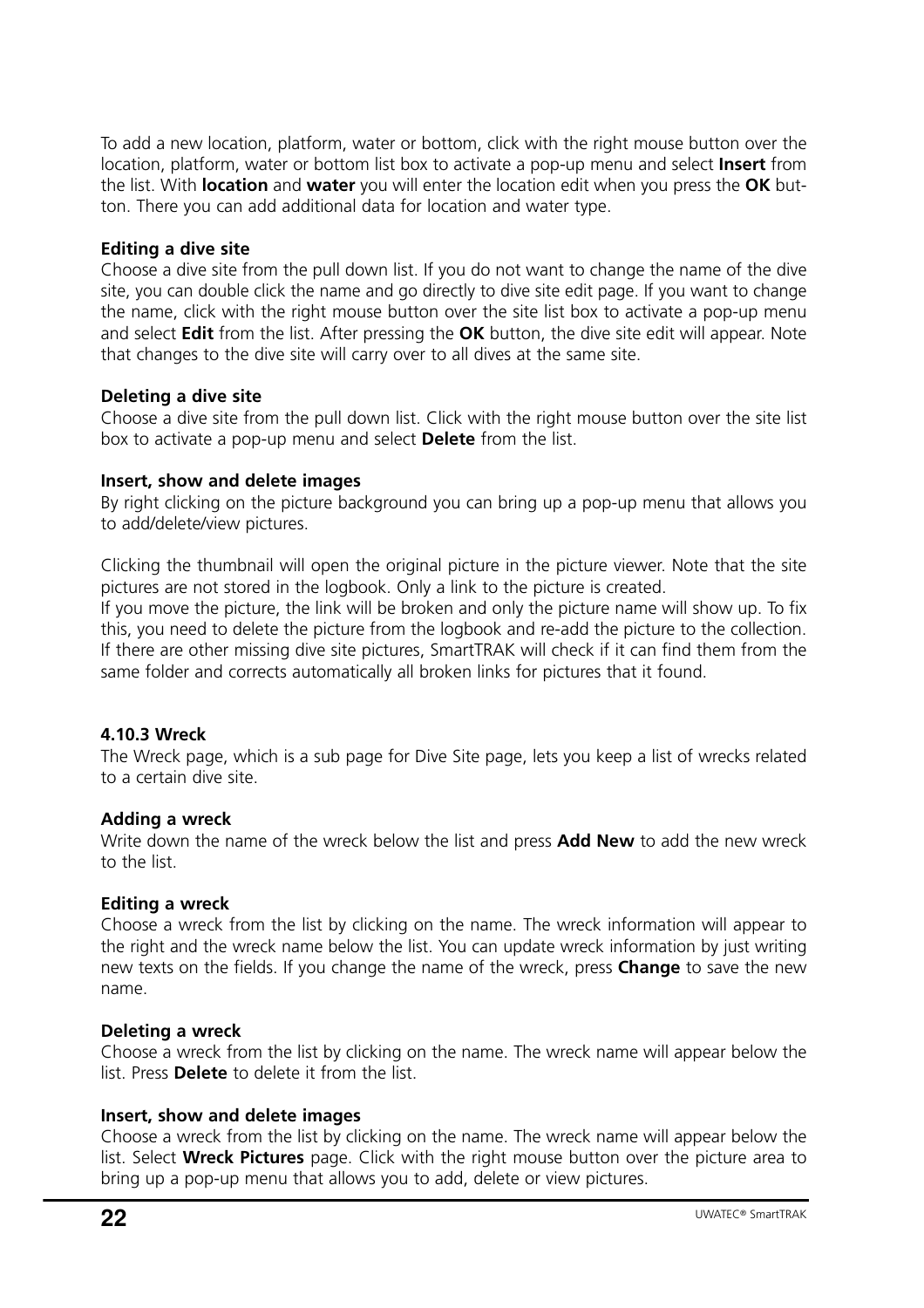To add a new location, platform, water or bottom, click with the right mouse button over the location, platform, water or bottom list box to activate a pop-up menu and select **Insert** from the list. With **location** and **water** you will enter the location edit when you press the **OK** button. There you can add additional data for location and water type.

**Editing a dive site**

Choose a dive site from the pull down list. If you do not want to change the name of the dive site, you can double click the name and go directly to dive site edit page. If you want to change the name, click with the right mouse button over the site list box to activate a pop-up menu and select **Edit** from the list. After pressing the **OK** button, the dive site edit will appear. Note that changes to the dive site will carry over to all dives at the same site.

**Deleting a dive site**

Choose a dive site from the pull down list. Click with the right mouse button over the site list box to activate a pop-up menu and select **Delete** from the list.

**Insert, show and delete images**

By right clicking on the picture background you can bring up a pop-up menu that allows you to add/delete/view pictures.

Clicking the thumbnail will open the original picture in the picture viewer. Note that the site pictures are not stored in the logbook. Only a link to the picture is created.
If you move the picture, the link will be broken and only the picture name will show up. To fix this, you need to delete the picture from the logbook and re-add the picture to the collection. If there are other missing dive site pictures, SmartTRAK will check if it can find them from the same folder and corrects automatically all broken links for pictures that it found.

### 4.10.3 Wreck

The Wreck page, which is a sub page for Dive Site page, lets you keep a list of wrecks related to a certain dive site.

**Adding a wreck**

Write down the name of the wreck below the list and press **Add New** to add the new wreck to the list.

**Editing a wreck**

Choose a wreck from the list by clicking on the name. The wreck information will appear to the right and the wreck name below the list. You can update wreck information by just writing new texts on the fields. If you change the name of the wreck, press **Change** to save the new name.

**Deleting a wreck**

Choose a wreck from the list by clicking on the name. The wreck name will appear below the list. Press **Delete** to delete it from the list.

**Insert, show and delete images**

Choose a wreck from the list by clicking on the name. The wreck name will appear below the list. Select **Wreck Pictures** page. Click with the right mouse button over the picture area to bring up a pop-up menu that allows you to add, delete or view pictures.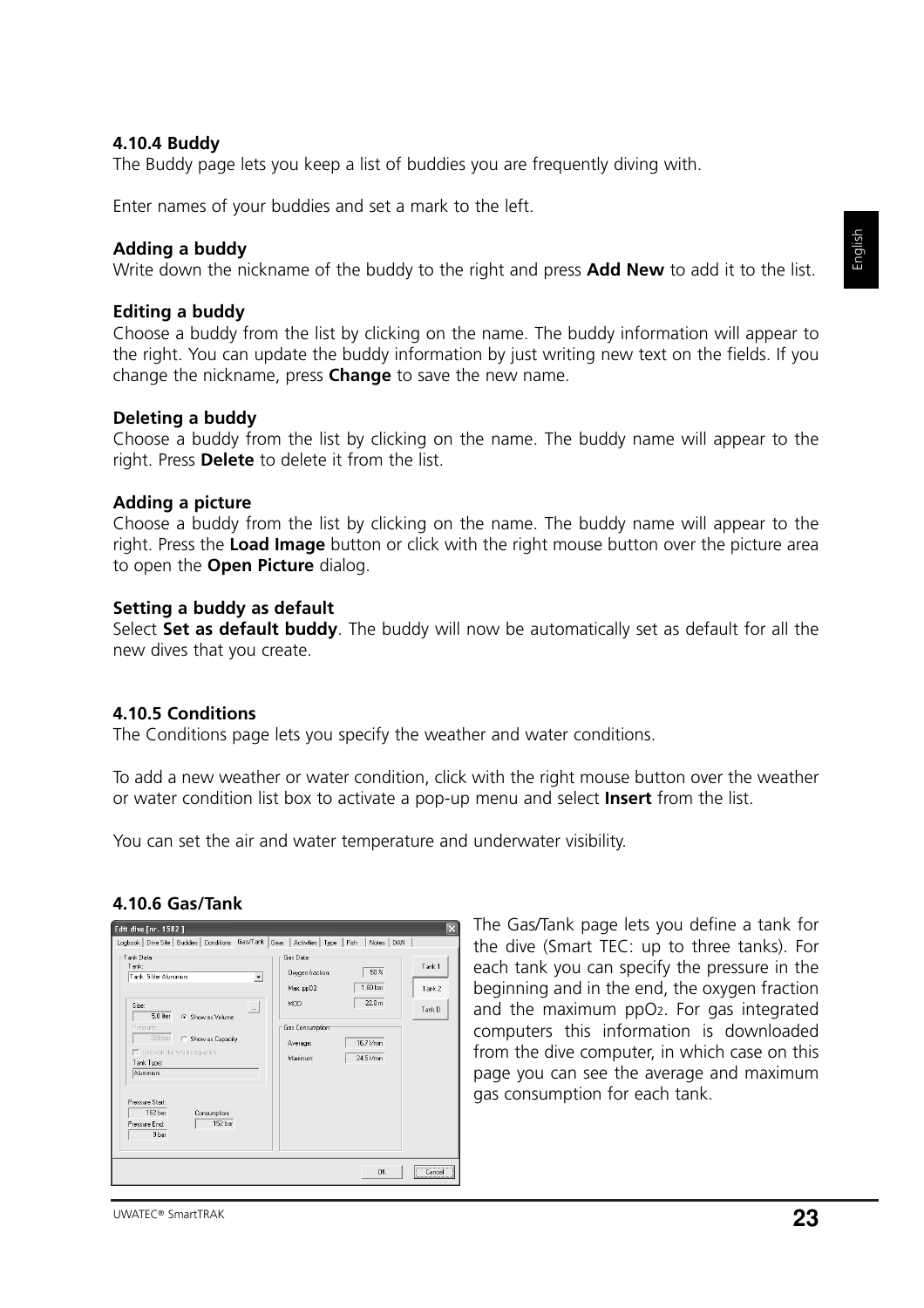### 4.10.4 Buddy

The Buddy page lets you keep a list of buddies you are frequently diving with.

Enter names of your buddies and set a mark to the left.

**Adding a buddy**

Write down the nickname of the buddy to the right and press **Add New** to add it to the list.

**Editing a buddy**

Choose a buddy from the list by clicking on the name. The buddy information will appear to the right. You can update the buddy information by just writing new text on the fields. If you change the nickname, press **Change** to save the new name.

**Deleting a buddy**

Choose a buddy from the list by clicking on the name. The buddy name will appear to the right. Press **Delete** to delete it from the list.

**Adding a picture**

Choose a buddy from the list by clicking on the name. The buddy name will appear to the right. Press the **Load Image** button or click with the right mouse button over the picture area to open the **Open Picture** dialog.

**Setting a buddy as default**

Select **Set as default buddy**. The buddy will now be automatically set as default for all the new dives that you create.

### 4.10.5 Conditions

The Conditions page lets you specify the weather and water conditions.

To add a new weather or water condition, click with the right mouse button over the weather or water condition list box to activate a pop-up menu and select **Insert** from the list.

You can set the air and water temperature and underwater visibility.

### 4.10.6 Gas/Tank

The Gas/Tank page lets you define a tank for the dive (Smart TEC: up to three tanks). For each tank you can specify the pressure in the beginning and in the end, the oxygen fraction and the maximum $ppO_2$. For gas integrated computers this information is downloaded from the dive computer, in which case on this page you can see the average and maximum gas consumption for each tank.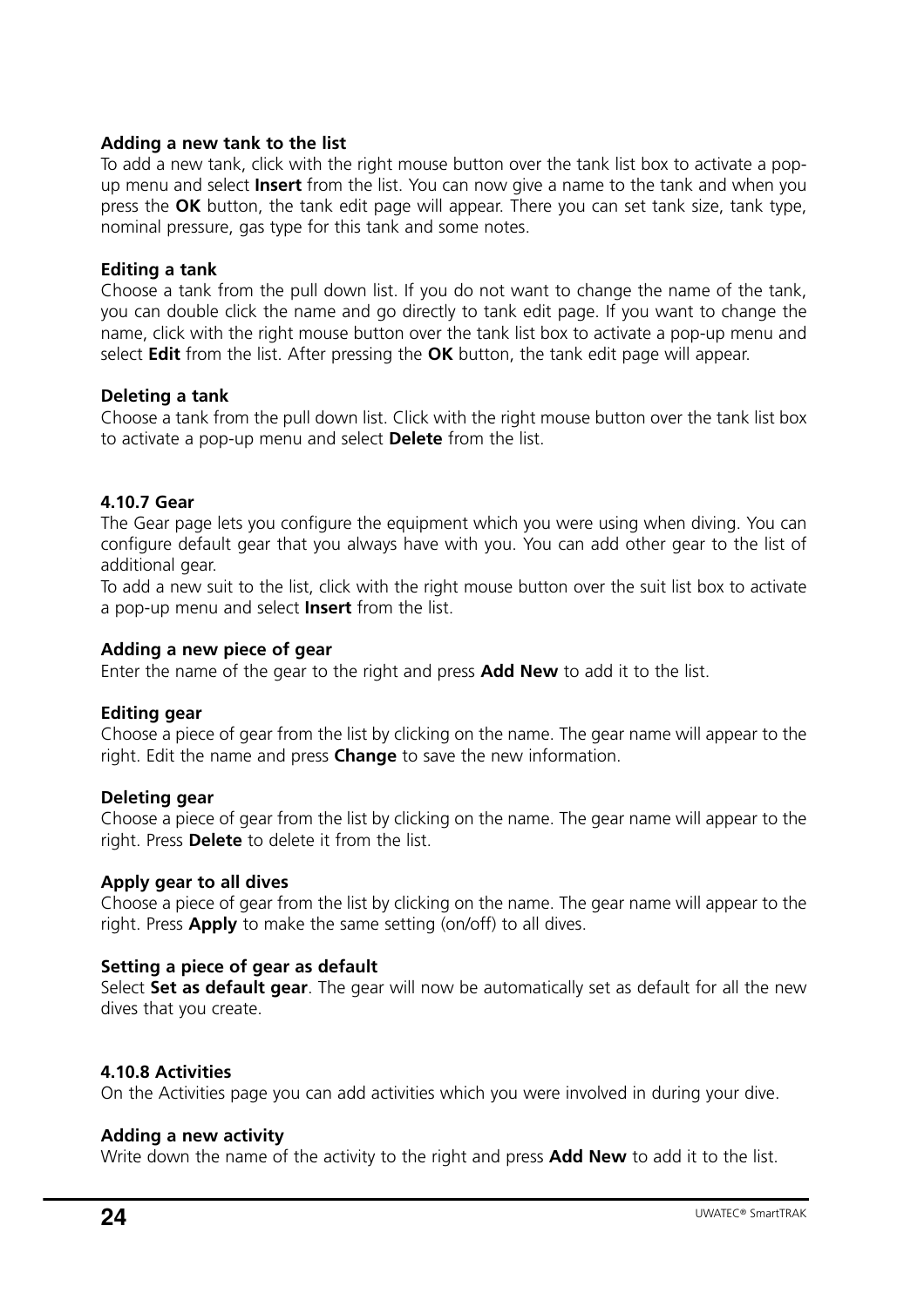**Adding a new tank to the list**

To add a new tank, click with the right mouse button over the tank list box to activate a pop-up menu and select **Insert** from the list. You can now give a name to the tank and when you press the **OK** button, the tank edit page will appear. There you can set tank size, tank type, nominal pressure, gas type for this tank and some notes.

**Editing a tank**

Choose a tank from the pull down list. If you do not want to change the name of the tank, you can double click the name and go directly to tank edit page. If you want to change the name, click with the right mouse button over the tank list box to activate a pop-up menu and select **Edit** from the list. After pressing the **OK** button, the tank edit page will appear.

**Deleting a tank**

Choose a tank from the pull down list. Click with the right mouse button over the tank list box to activate a pop-up menu and select **Delete** from the list.

#### 4.10.7 Gear

The Gear page lets you configure the equipment which you were using when diving. You can configure default gear that you always have with you. You can add other gear to the list of additional gear.

To add a new suit to the list, click with the right mouse button over the suit list box to activate a pop-up menu and select **Insert** from the list.

**Adding a new piece of gear**

Enter the name of the gear to the right and press **Add New** to add it to the list.

**Editing gear**

Choose a piece of gear from the list by clicking on the name. The gear name will appear to the right. Edit the name and press **Change** to save the new information.

**Deleting gear**

Choose a piece of gear from the list by clicking on the name. The gear name will appear to the right. Press **Delete** to delete it from the list.

**Apply gear to all dives**

Choose a piece of gear from the list by clicking on the name. The gear name will appear to the right. Press **Apply** to make the same setting (on/off) to all dives.

**Setting a piece of gear as default**

Select **Set as default gear**. The gear will now be automatically set as default for all the new dives that you create.

#### 4.10.8 Activities

On the Activities page you can add activities which you were involved in during your dive.

**Adding a new activity**

Write down the name of the activity to the right and press **Add New** to add it to the list.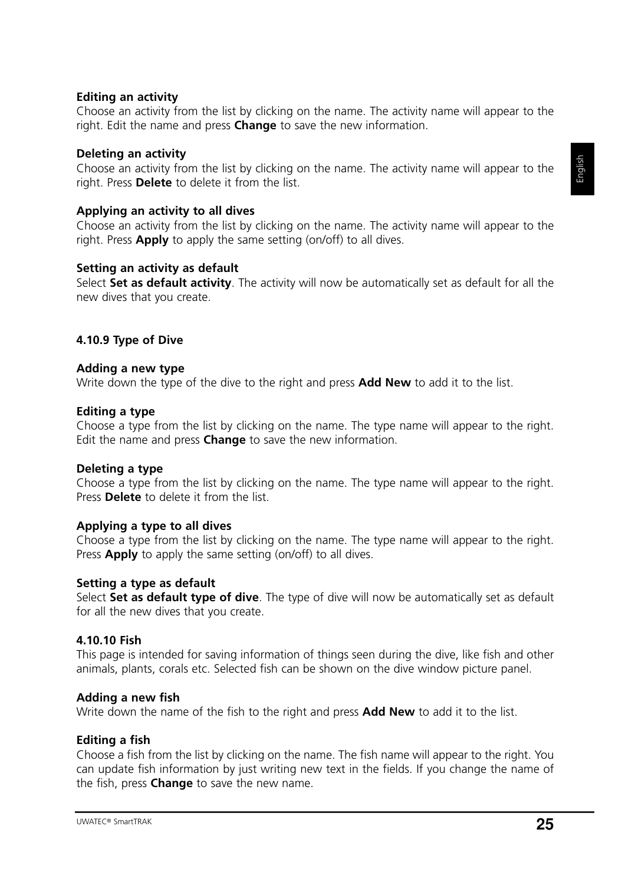**Editing an activity**
Choose an activity from the list by clicking on the name. The activity name will appear to the right. Edit the name and press **Change** to save the new information.

**Deleting an activity**
Choose an activity from the list by clicking on the name. The activity name will appear to the right. Press **Delete** to delete it from the list.

**Applying an activity to all dives**
Choose an activity from the list by clicking on the name. The activity name will appear to the right. Press **Apply** to apply the same setting (on/off) to all dives.

**Setting an activity as default**
Select **Set as default activity**. The activity will now be automatically set as default for all the new dives that you create.

### 4.10.9 Type of Dive

**Adding a new type**
Write down the type of the dive to the right and press **Add New** to add it to the list.

**Editing a type**
Choose a type from the list by clicking on the name. The type name will appear to the right. Edit the name and press **Change** to save the new information.

**Deleting a type**
Choose a type from the list by clicking on the name. The type name will appear to the right. Press **Delete** to delete it from the list.

**Applying a type to all dives**
Choose a type from the list by clicking on the name. The type name will appear to the right. Press **Apply** to apply the same setting (on/off) to all dives.

**Setting a type as default**
Select **Set as default type of dive**. The type of dive will now be automatically set as default for all the new dives that you create.

### 4.10.10 Fish

This page is intended for saving information of things seen during the dive, like fish and other animals, plants, corals etc. Selected fish can be shown on the dive window picture panel.

**Adding a new fish**
Write down the name of the fish to the right and press **Add New** to add it to the list.

**Editing a fish**
Choose a fish from the list by clicking on the name. The fish name will appear to the right. You can update fish information by just writing new text in the fields. If you change the name of the fish, press **Change** to save the new name.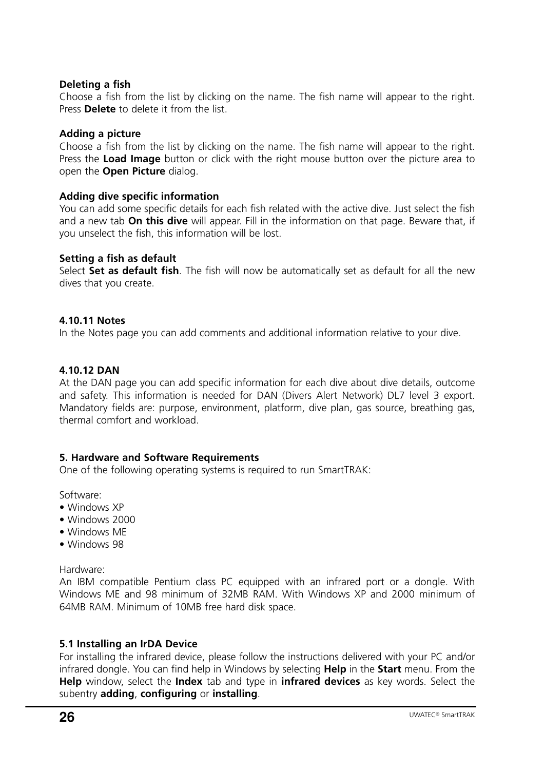**Deleting a fish**

Choose a fish from the list by clicking on the name. The fish name will appear to the right. Press **Delete** to delete it from the list.

**Adding a picture**

Choose a fish from the list by clicking on the name. The fish name will appear to the right. Press the **Load Image** button or click with the right mouse button over the picture area to open the **Open Picture** dialog.

**Adding dive specific information**

You can add some specific details for each fish related with the active dive. Just select the fish and a new tab **On this dive** will appear. Fill in the information on that page. Beware that, if you unselect the fish, this information will be lost.

**Setting a fish as default**

Select **Set as default fish**. The fish will now be automatically set as default for all the new dives that you create.

#### 4.10.11 Notes

In the Notes page you can add comments and additional information relative to your dive.

#### 4.10.12 DAN

At the DAN page you can add specific information for each dive about dive details, outcome and safety. This information is needed for DAN (Divers Alert Network) DL7 level 3 export. Mandatory fields are: purpose, environment, platform, dive plan, gas source, breathing gas, thermal comfort and workload.

## 5. Hardware and Software Requirements

One of the following operating systems is required to run SmartTRAK:

Software:

- Windows XP
- Windows 2000
- Windows ME
- Windows 98

Hardware:

An IBM compatible Pentium class PC equipped with an infrared port or a dongle. With Windows ME and 98 minimum of 32MB RAM. With Windows XP and 2000 minimum of 64MB RAM. Minimum of 10MB free hard disk space.

### 5.1 Installing an IrDA Device

For installing the infrared device, please follow the instructions delivered with your PC and/or infrared dongle. You can find help in Windows by selecting **Help** in the **Start** menu. From the **Help** window, select the **Index** tab and type in **infrared devices** as key words. Select the subentry **adding**, **configuring** or **installing**.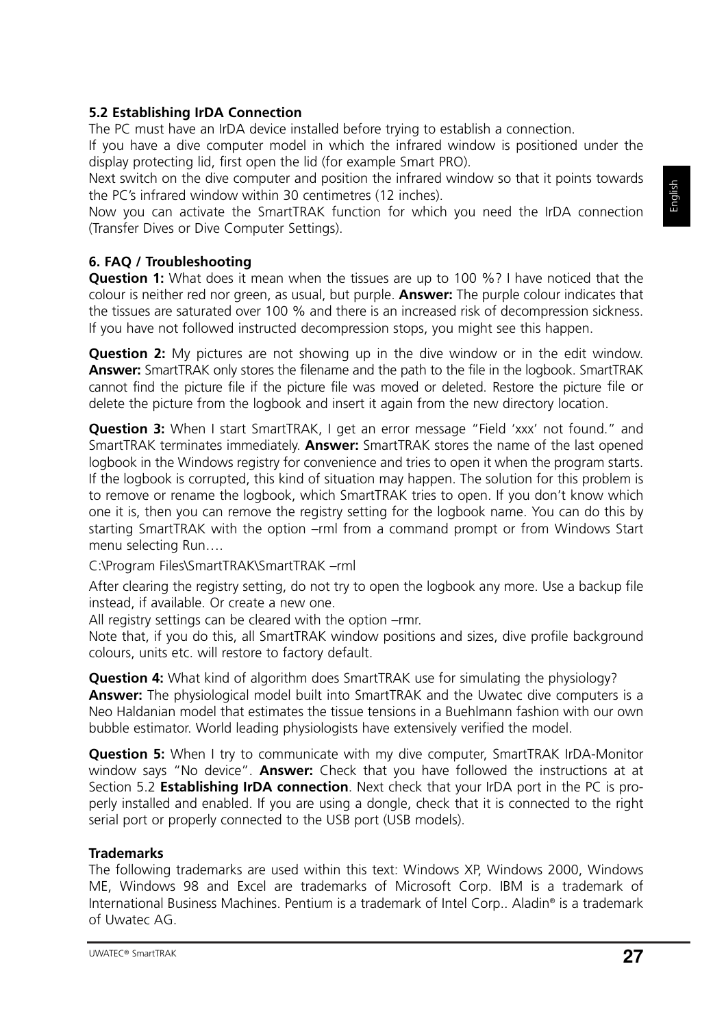### 5.2 Establishing IrDA Connection

The PC must have an IrDA device installed before trying to establish a connection.

If you have a dive computer model in which the infrared window is positioned under the display protecting lid, first open the lid (for example Smart PRO).

Next switch on the dive computer and position the infrared window so that it points towards the PC's infrared window within 30 centimetres (12 inches).

Now you can activate the SmartTRAK function for which you need the IrDA connection (Transfer Dives or Dive Computer Settings).

## 6. FAQ / Troubleshooting

**Question 1:** What does it mean when the tissues are up to 100 %? I have noticed that the colour is neither red nor green, as usual, but purple. **Answer:** The purple colour indicates that the tissues are saturated over 100 % and there is an increased risk of decompression sickness. If you have not followed instructed decompression stops, you might see this happen.

**Question 2:** My pictures are not showing up in the dive window or in the edit window. **Answer:** SmartTRAK only stores the filename and the path to the file in the logbook. SmartTRAK cannot find the picture file if the picture file was moved or deleted. Restore the picture file or delete the picture from the logbook and insert it again from the new directory location.

**Question 3:** When I start SmartTRAK, I get an error message "Field 'xxx' not found." and SmartTRAK terminates immediately. **Answer:** SmartTRAK stores the name of the last opened logbook in the Windows registry for convenience and tries to open it when the program starts. If the logbook is corrupted, this kind of situation may happen. The solution for this problem is to remove or rename the logbook, which SmartTRAK tries to open. If you don't know which one it is, then you can remove the registry setting for the logbook name. You can do this by starting SmartTRAK with the option –rml from a command prompt or from Windows Start menu selecting Run….

C:\Program Files\SmartTRAK\SmartTRAK –rml

After clearing the registry setting, do not try to open the logbook any more. Use a backup file instead, if available. Or create a new one.

All registry settings can be cleared with the option –rmr.

Note that, if you do this, all SmartTRAK window positions and sizes, dive profile background colours, units etc. will restore to factory default.

**Question 4:** What kind of algorithm does SmartTRAK use for simulating the physiology? **Answer:** The physiological model built into SmartTRAK and the Uwatec dive computers is a Neo Haldanian model that estimates the tissue tensions in a Buehlmann fashion with our own bubble estimator. World leading physiologists have extensively verified the model.

**Question 5:** When I try to communicate with my dive computer, SmartTRAK IrDA-Monitor window says "No device". **Answer:** Check that you have followed the instructions at at Section 5.2 **Establishing IrDA connection**. Next check that your IrDA port in the PC is properly installed and enabled. If you are using a dongle, check that it is connected to the right serial port or properly connected to the USB port (USB models).

### Trademarks

The following trademarks are used within this text: Windows XP, Windows 2000, Windows ME, Windows 98 and Excel are trademarks of Microsoft Corp. IBM is a trademark of International Business Machines. Pentium is a trademark of Intel Corp.. Aladin® is a trademark of Uwatec AG.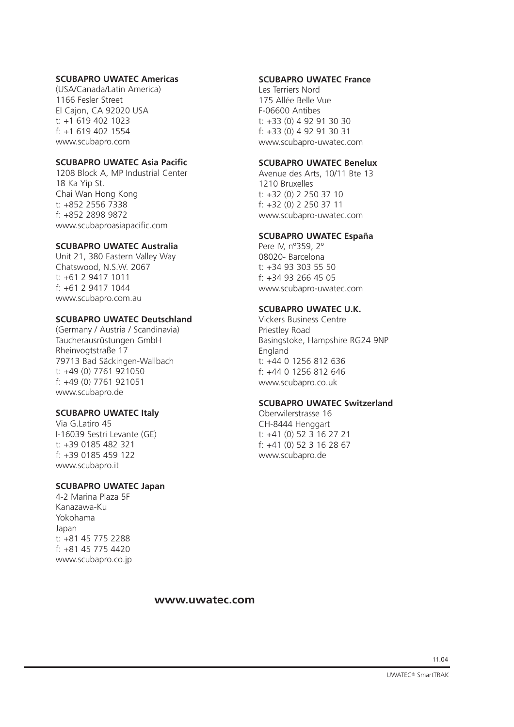**SCUBAPRO UWATEC Americas**
(USA/Canada/Latin America)
1166 Fesler Street
El Cajon, CA 92020 USA
t: +1 619 402 1023
f: +1 619 402 1554
www.scubapro.com

**SCUBAPRO UWATEC Asia Pacific**
1208 Block A, MP Industrial Center
18 Ka Yip St.
Chai Wan Hong Kong
t: +852 2556 7338
f: +852 2898 9872
www.scubaproasiapacific.com

**SCUBAPRO UWATEC Australia**
Unit 21, 380 Eastern Valley Way
Chatswood, N.S.W. 2067
t: +61 2 9417 1011
f: +61 2 9417 1044
www.scubapro.com.au

**SCUBAPRO UWATEC Deutschland**
(Germany / Austria / Scandinavia)
Taucherausrüstungen GmbH
Rheinvogtstraße 17
79713 Bad Säckingen-Wallbach
t: +49 (0) 7761 921050
f: +49 (0) 7761 921051
www.scubapro.de

**SCUBAPRO UWATEC Italy**
Via G.Latiro 45
I-16039 Sestri Levante (GE)
t: +39 0185 482 321
f: +39 0185 459 122
www.scubapro.it

**SCUBAPRO UWATEC Japan**
4-2 Marina Plaza 5F
Kanazawa-Ku
Yokohama
Japan
t: +81 45 775 2288
f: +81 45 775 4420
www.scubapro.co.jp

**SCUBAPRO UWATEC France**
Les Terriers Nord
175 Allée Belle Vue
F-06600 Antibes
t: +33 (0) 4 92 91 30 30
f: +33 (0) 4 92 91 30 31
www.scubapro-uwatec.com

**SCUBAPRO UWATEC Benelux**
Avenue des Arts, 10/11 Bte 13
1210 Bruxelles
t: +32 (0) 2 250 37 10
f: +32 (0) 2 250 37 11
www.scubapro-uwatec.com

**SCUBAPRO UWATEC España**
Pere IV, nº359, 2º
08020- Barcelona
t: +34 93 303 55 50
f: +34 93 266 45 05
www.scubapro-uwatec.com

**SCUBAPRO UWATEC U.K.**
Vickers Business Centre
Priestley Road
Basingstoke, Hampshire RG24 9NP
England
t: +44 0 1256 812 636
f: +44 0 1256 812 646
www.scubapro.co.uk

**SCUBAPRO UWATEC Switzerland**
Oberwilerstrasse 16
CH-8444 Henggart
t: +41 (0) 52 3 16 27 21
f: +41 (0) 52 3 16 28 67
www.scubapro.de

**www.uwatec.com**

11.04

UWATEC® SmartTRAK